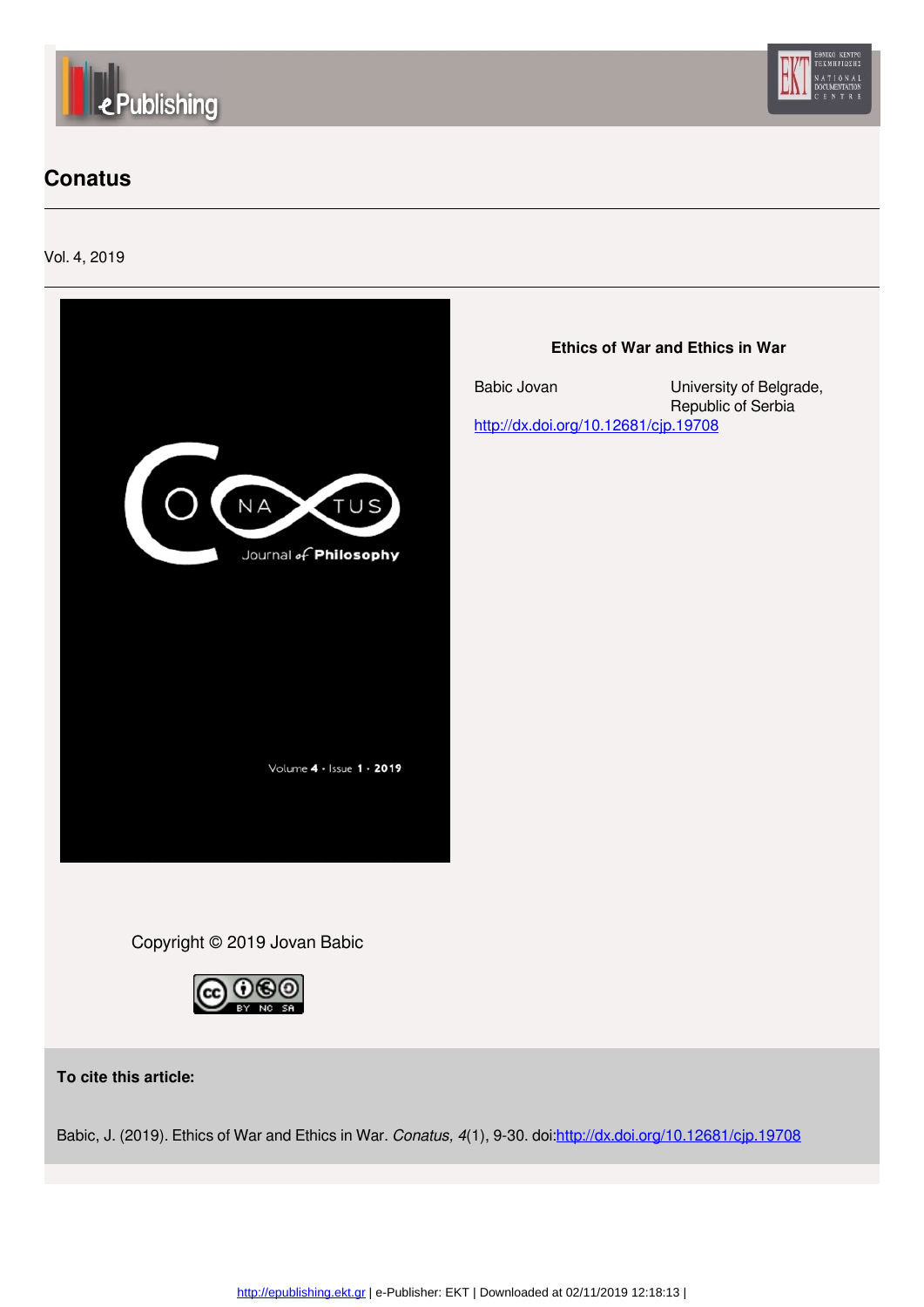# Conatus

Vol. 4, 2019

## Ethics of War and Ethics in War

Babic Jovan — University of Belgrade, Republic of Serbia

http://dx.doi.org/10.12681/cjp.19708

Copyright © 2019 Jovan Babic

**To cite this article:**

Babic, J. (2019). Ethics of War and Ethics in War. *Conatus, 4*(1), 9-30. doi:http://dx.doi.org/10.12681/cjp.19708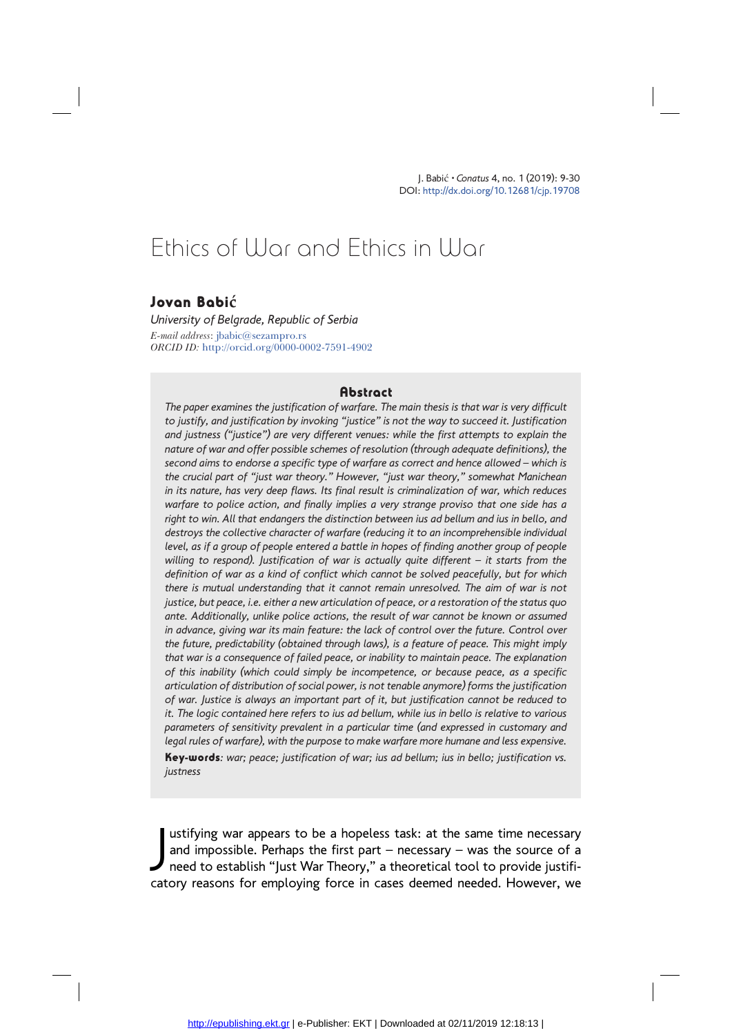# Ethics of War and Ethics in War

## Jovan Babić

*University of Belgrade, Republic of Serbia*

*E-mail address*: jbabic@sezampro.rs

*ORCID ID:* http://orcid.org/0000-0002-7591-4902

### Abstract

*The paper examines the justification of warfare. The main thesis is that war is very difficult to justify, and justification by invoking "justice" is not the way to succeed it. Justification and justness ("justice") are very different venues: while the first attempts to explain the nature of war and offer possible schemes of resolution (through adequate definitions), the second aims to endorse a specific type of warfare as correct and hence allowed – which is the crucial part of "just war theory." However, "just war theory," somewhat Manichean in its nature, has very deep flaws. Its final result is criminalization of war, which reduces warfare to police action, and finally implies a very strange proviso that one side has a right to win. All that endangers the distinction between ius ad bellum and ius in bello, and destroys the collective character of warfare (reducing it to an incomprehensible individual level, as if a group of people entered a battle in hopes of finding another group of people willing to respond). Justification of war is actually quite different – it starts from the definition of war as a kind of conflict which cannot be solved peacefully, but for which there is mutual understanding that it cannot remain unresolved. The aim of war is not justice, but peace, i.e. either a new articulation of peace, or a restoration of the status quo ante. Additionally, unlike police actions, the result of war cannot be known or assumed in advance, giving war its main feature: the lack of control over the future. Control over the future, predictability (obtained through laws), is a feature of peace. This might imply that war is a consequence of failed peace, or inability to maintain peace. The explanation of this inability (which could simply be incompetence, or because peace, as a specific articulation of distribution of social power, is not tenable anymore) forms the justification of war. Justice is always an important part of it, but justification cannot be reduced to it. The logic contained here refers to ius ad bellum, while ius in bello is relative to various parameters of sensitivity prevalent in a particular time (and expressed in customary and legal rules of warfare), with the purpose to make warfare more humane and less expensive.*

**Key-words**: *war; peace; justification of war; ius ad bellum; ius in bello; justification vs. justness*

Justifying war appears to be a hopeless task: at the same time necessary and impossible. Perhaps the first part – necessary – was the source of a need to establish "Just War Theory," a theoretical tool to provide justificatory reasons for employing force in cases deemed needed. However, we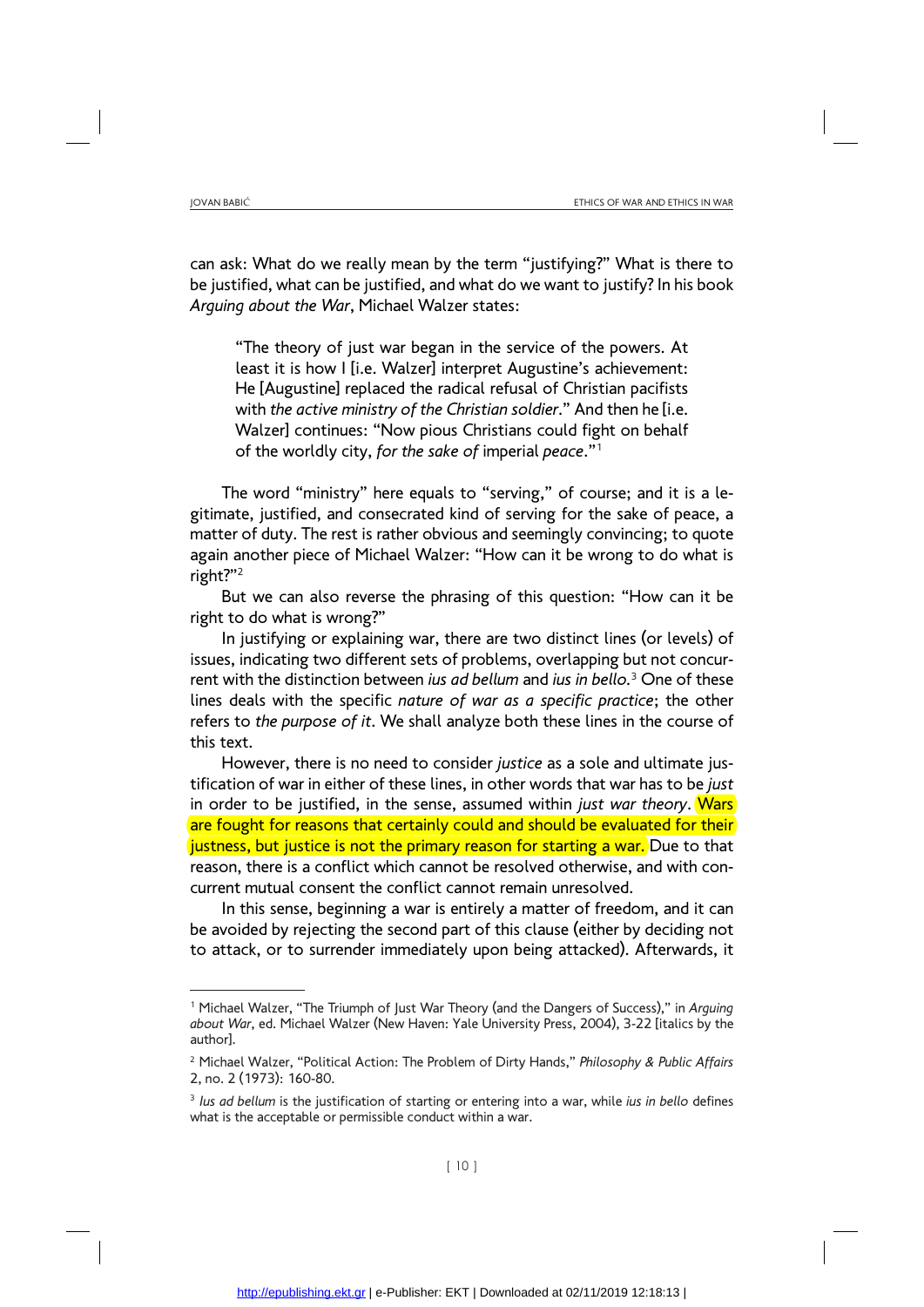can ask: What do we really mean by the term "justifying?" What is there to be justified, what can be justified, and what do we want to justify? In his book *Arguing about the War*, Michael Walzer states:

> "The theory of just war began in the service of the powers. At least it is how I [i.e. Walzer] interpret Augustine's achievement: He [Augustine] replaced the radical refusal of Christian pacifists with *the active ministry of the Christian soldier*." And then he [i.e. Walzer] continues: "Now pious Christians could fight on behalf of the worldly city, *for the sake of* imperial *peace*."[1]

The word "ministry" here equals to "serving," of course; and it is a legitimate, justified, and consecrated kind of serving for the sake of peace, a matter of duty. The rest is rather obvious and seemingly convincing; to quote again another piece of Michael Walzer: "How can it be wrong to do what is right?"[2]

But we can also reverse the phrasing of this question: "How can it be right to do what is wrong?"

In justifying or explaining war, there are two distinct lines (or levels) of issues, indicating two different sets of problems, overlapping but not concurrent with the distinction between *ius ad bellum* and *ius in bello*.[3] One of these lines deals with the specific *nature of war as a specific practice*; the other refers to *the purpose of it*. We shall analyze both these lines in the course of this text.

However, there is no need to consider *justice* as a sole and ultimate justification of war in either of these lines, in other words that war has to be *just* in order to be justified, in the sense, assumed within *just war theory*. Wars are fought for reasons that certainly could and should be evaluated for their justness, but justice is not the primary reason for starting a war. Due to that reason, there is a conflict which cannot be resolved otherwise, and with concurrent mutual consent the conflict cannot remain unresolved.

In this sense, beginning a war is entirely a matter of freedom, and it can be avoided by rejecting the second part of this clause (either by deciding not to attack, or to surrender immediately upon being attacked). Afterwards, it

---

[1] Michael Walzer, "The Triumph of Just War Theory (and the Dangers of Success)," in *Arguing about War*, ed. Michael Walzer (New Haven: Yale University Press, 2004), 3-22 [italics by the author].

[2] Michael Walzer, "Political Action: The Problem of Dirty Hands," *Philosophy & Public Affairs* 2, no. 2 (1973): 160-80.

[3] *Ius ad bellum* is the justification of starting or entering into a war, while *ius in bello* defines what is the acceptable or permissible conduct within a war.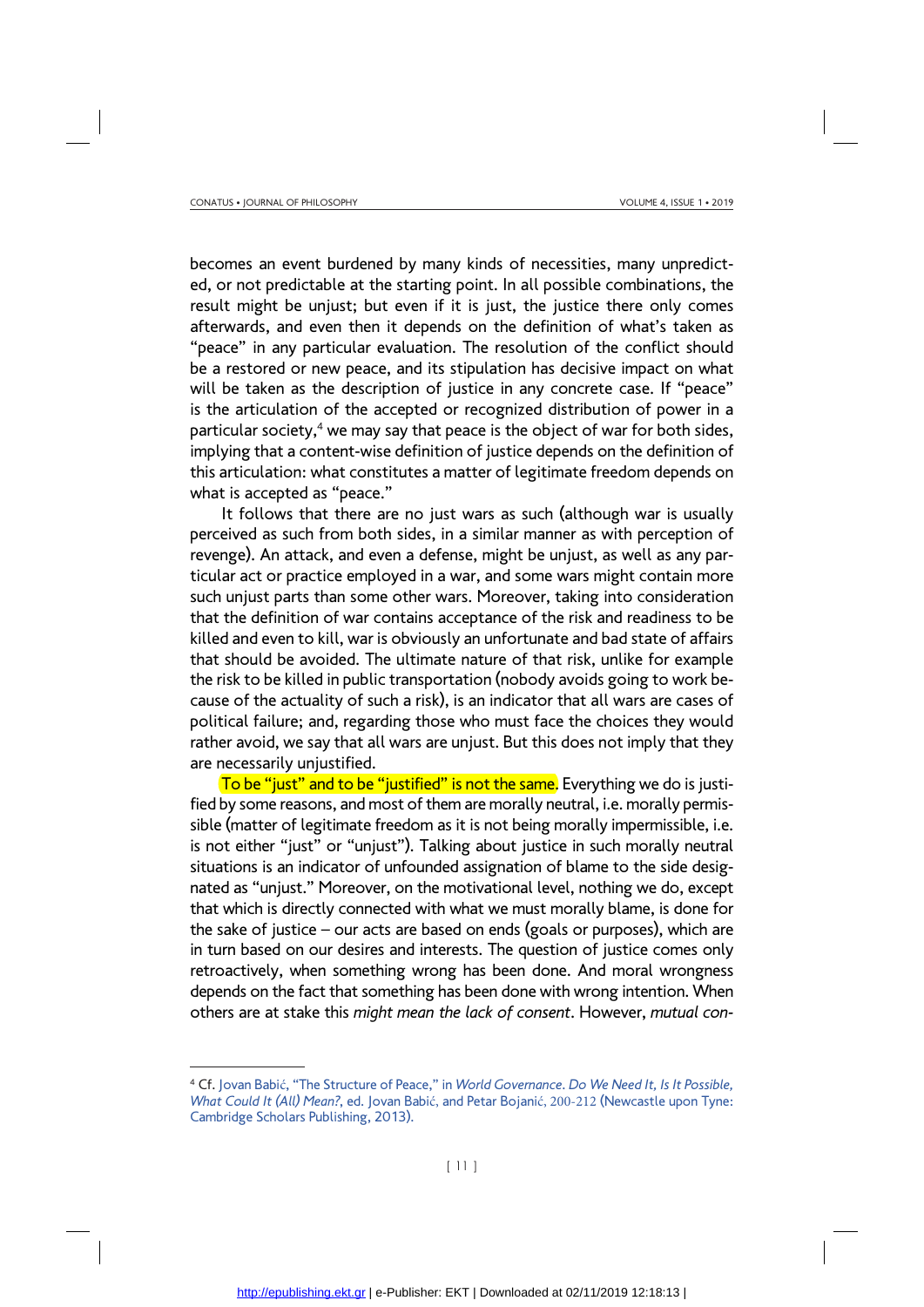becomes an event burdened by many kinds of necessities, many unpredicted, or not predictable at the starting point. In all possible combinations, the result might be unjust; but even if it is just, the justice there only comes afterwards, and even then it depends on the definition of what's taken as "peace" in any particular evaluation. The resolution of the conflict should be a restored or new peace, and its stipulation has decisive impact on what will be taken as the description of justice in any concrete case. If "peace" is the articulation of the accepted or recognized distribution of power in a particular society,[4] we may say that peace is the object of war for both sides, implying that a content-wise definition of justice depends on the definition of this articulation: what constitutes a matter of legitimate freedom depends on what is accepted as "peace."

It follows that there are no just wars as such (although war is usually perceived as such from both sides, in a similar manner as with perception of revenge). An attack, and even a defense, might be unjust, as well as any particular act or practice employed in a war, and some wars might contain more such unjust parts than some other wars. Moreover, taking into consideration that the definition of war contains acceptance of the risk and readiness to be killed and even to kill, war is obviously an unfortunate and bad state of affairs that should be avoided. The ultimate nature of that risk, unlike for example the risk to be killed in public transportation (nobody avoids going to work because of the actuality of such a risk), is an indicator that all wars are cases of political failure; and, regarding those who must face the choices they would rather avoid, we say that all wars are unjust. But this does not imply that they are necessarily unjustified.

To be "just" and to be "justified" is not the same. Everything we do is justified by some reasons, and most of them are morally neutral, i.e. morally permissible (matter of legitimate freedom as it is not being morally impermissible, i.e. is not either "just" or "unjust"). Talking about justice in such morally neutral situations is an indicator of unfounded assignation of blame to the side designated as "unjust." Moreover, on the motivational level, nothing we do, except that which is directly connected with what we must morally blame, is done for the sake of justice – our acts are based on ends (goals or purposes), which are in turn based on our desires and interests. The question of justice comes only retroactively, when something wrong has been done. And moral wrongness depends on the fact that something has been done with wrong intention. When others are at stake this *might mean the lack of consent*. However, *mutual con-*

---

[4] Cf. Jovan Babić, "The Structure of Peace," in *World Governance. Do We Need It, Is It Possible, What Could It (All) Mean?*, ed. Jovan Babić, and Petar Bojanić, 200-212 (Newcastle upon Tyne: Cambridge Scholars Publishing, 2013).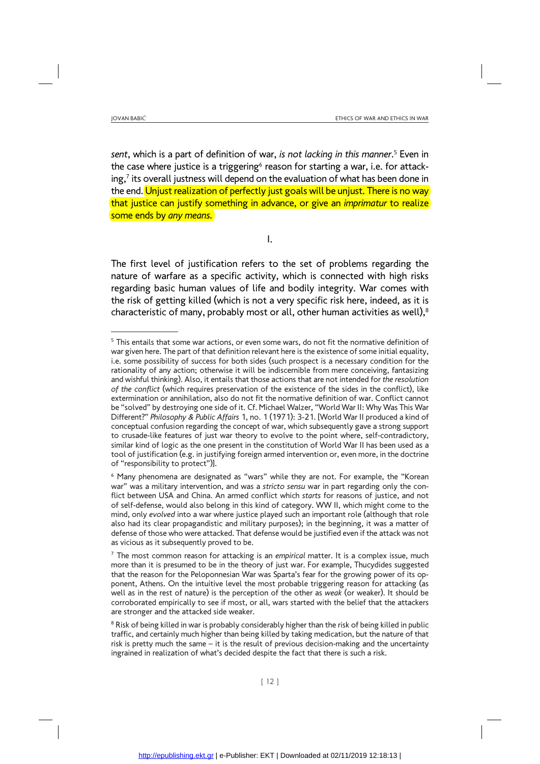*sent*, which is a part of definition of war, *is not lacking in this manner*.[5] Even in the case where justice is a triggering[6] reason for starting a war, i.e. for attacking,[7] its overall justness will depend on the evaluation of what has been done in the end. Unjust realization of perfectly just goals will be unjust. There is no way that justice can justify something in advance, or give an *imprimatur* to realize some ends by *any means.*

## I.

The first level of justification refers to the set of problems regarding the nature of warfare as a specific activity, which is connected with high risks regarding basic human values of life and bodily integrity. War comes with the risk of getting killed (which is not a very specific risk here, indeed, as it is characteristic of many, probably most or all, other human activities as well),[8]

---

[5] This entails that some war actions, or even some wars, do not fit the normative definition of war given here. The part of that definition relevant here is the existence of some initial equality, i.e. some possibility of success for both sides (such prospect is a necessary condition for the rationality of any action; otherwise it will be indiscernible from mere conceiving, fantasizing and wishful thinking). Also, it entails that those actions that are not intended for *the resolution of the conflict* (which requires preservation of the existence of the sides in the conflict), like extermination or annihilation, also do not fit the normative definition of war. Conflict cannot be "solved" by destroying one side of it. Cf. Michael Walzer, "World War II: Why Was This War Different?" *Philosophy & Public Affairs* 1, no. 1 (1971): 3-21. [World War II produced a kind of conceptual confusion regarding the concept of war, which subsequently gave a strong support to crusade-like features of just war theory to evolve to the point where, self-contradictory, similar kind of logic as the one present in the constitution of World War II has been used as a tool of justification (e.g. in justifying foreign armed intervention or, even more, in the doctrine of "responsibility to protect")].

[6] Many phenomena are designated as "wars" while they are not. For example, the "Korean war" was a military intervention, and was a *stricto sensu* war in part regarding only the conflict between USA and China. An armed conflict which *starts* for reasons of justice, and not of self-defense, would also belong in this kind of category. WW II, which might come to the mind, only *evolved* into a war where justice played such an important role (although that role also had its clear propagandistic and military purposes); in the beginning, it was a matter of defense of those who were attacked. That defense would be justified even if the attack was not as vicious as it subsequently proved to be.

[7] The most common reason for attacking is an *empirical* matter. It is a complex issue, much more than it is presumed to be in the theory of just war. For example, Thucydides suggested that the reason for the Peloponnesian War was Sparta's fear for the growing power of its opponent, Athens. On the intuitive level the most probable triggering reason for attacking (as well as in the rest of nature) is the perception of the other as *weak* (or weaker). It should be corroborated empirically to see if most, or all, wars started with the belief that the attackers are stronger and the attacked side weaker.

[8] Risk of being killed in war is probably considerably higher than the risk of being killed in public traffic, and certainly much higher than being killed by taking medication, but the nature of that risk is pretty much the same – it is the result of previous decision-making and the uncertainty ingrained in realization of what's decided despite the fact that there is such a risk.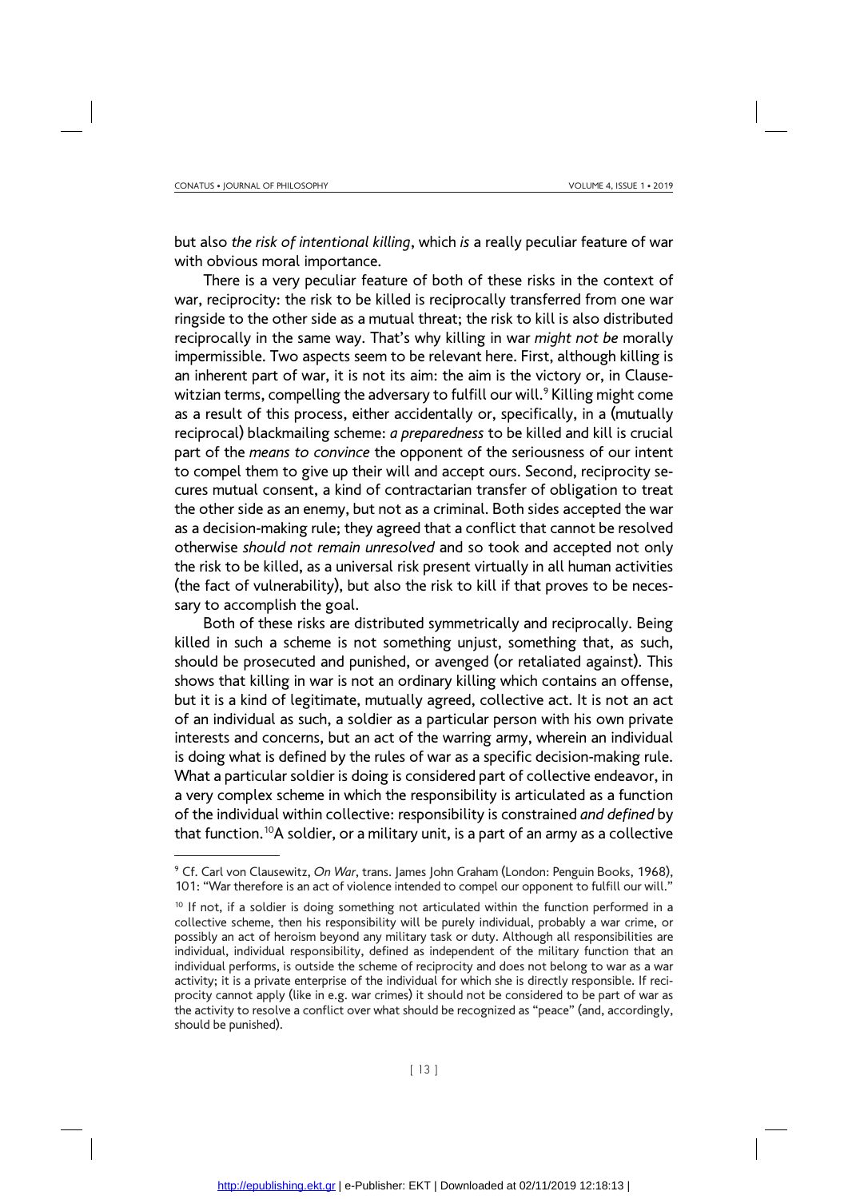but also *the risk of intentional killing*, which *is* a really peculiar feature of war with obvious moral importance.

There is a very peculiar feature of both of these risks in the context of war, reciprocity: the risk to be killed is reciprocally transferred from one war ringside to the other side as a mutual threat; the risk to kill is also distributed reciprocally in the same way. That's why killing in war *might not be* morally impermissible. Two aspects seem to be relevant here. First, although killing is an inherent part of war, it is not its aim: the aim is the victory or, in Clausewitzian terms, compelling the adversary to fulfill our will.[9] Killing might come as a result of this process, either accidentally or, specifically, in a (mutually reciprocal) blackmailing scheme: *a preparedness* to be killed and kill is crucial part of the *means to convince* the opponent of the seriousness of our intent to compel them to give up their will and accept ours. Second, reciprocity secures mutual consent, a kind of contractarian transfer of obligation to treat the other side as an enemy, but not as a criminal. Both sides accepted the war as a decision-making rule; they agreed that a conflict that cannot be resolved otherwise *should not remain unresolved* and so took and accepted not only the risk to be killed, as a universal risk present virtually in all human activities (the fact of vulnerability), but also the risk to kill if that proves to be necessary to accomplish the goal.

Both of these risks are distributed symmetrically and reciprocally. Being killed in such a scheme is not something unjust, something that, as such, should be prosecuted and punished, or avenged (or retaliated against). This shows that killing in war is not an ordinary killing which contains an offense, but it is a kind of legitimate, mutually agreed, collective act. It is not an act of an individual as such, a soldier as a particular person with his own private interests and concerns, but an act of the warring army, wherein an individual is doing what is defined by the rules of war as a specific decision-making rule. What a particular soldier is doing is considered part of collective endeavor, in a very complex scheme in which the responsibility is articulated as a function of the individual within collective: responsibility is constrained *and defined* by that function.[10] A soldier, or a military unit, is a part of an army as a collective

---

[9] Cf. Carl von Clausewitz, *On War*, trans. James John Graham (London: Penguin Books, 1968), 101: "War therefore is an act of violence intended to compel our opponent to fulfill our will."

[10] If not, if a soldier is doing something not articulated within the function performed in a collective scheme, then his responsibility will be purely individual, probably a war crime, or possibly an act of heroism beyond any military task or duty. Although all responsibilities are individual, individual responsibility, defined as independent of the military function that an individual performs, is outside the scheme of reciprocity and does not belong to war as a war activity; it is a private enterprise of the individual for which she is directly responsible. If reciprocity cannot apply (like in e.g. war crimes) it should not be considered to be part of war as the activity to resolve a conflict over what should be recognized as "peace" (and, accordingly, should be punished).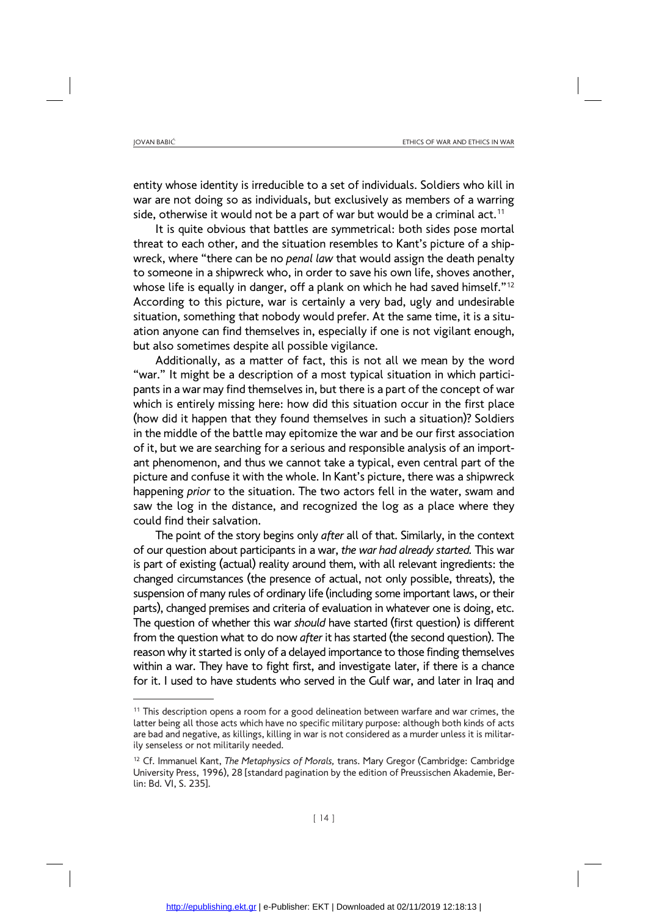entity whose identity is irreducible to a set of individuals. Soldiers who kill in war are not doing so as individuals, but exclusively as members of a warring side, otherwise it would not be a part of war but would be a criminal act.[11]

It is quite obvious that battles are symmetrical: both sides pose mortal threat to each other, and the situation resembles to Kant's picture of a shipwreck, where "there can be no *penal law* that would assign the death penalty to someone in a shipwreck who, in order to save his own life, shoves another, whose life is equally in danger, off a plank on which he had saved himself."[12] According to this picture, war is certainly a very bad, ugly and undesirable situation, something that nobody would prefer. At the same time, it is a situation anyone can find themselves in, especially if one is not vigilant enough, but also sometimes despite all possible vigilance.

Additionally, as a matter of fact, this is not all we mean by the word "war." It might be a description of a most typical situation in which participants in a war may find themselves in, but there is a part of the concept of war which is entirely missing here: how did this situation occur in the first place (how did it happen that they found themselves in such a situation)? Soldiers in the middle of the battle may epitomize the war and be our first association of it, but we are searching for a serious and responsible analysis of an important phenomenon, and thus we cannot take a typical, even central part of the picture and confuse it with the whole. In Kant's picture, there was a shipwreck happening *prior* to the situation. The two actors fell in the water, swam and saw the log in the distance, and recognized the log as a place where they could find their salvation.

The point of the story begins only *after* all of that. Similarly, in the context of our question about participants in a war, *the war had already started.* This war is part of existing (actual) reality around them, with all relevant ingredients: the changed circumstances (the presence of actual, not only possible, threats), the suspension of many rules of ordinary life (including some important laws, or their parts), changed premises and criteria of evaluation in whatever one is doing, etc. The question of whether this war *should* have started (first question) is different from the question what to do now *after* it has started (the second question). The reason why it started is only of a delayed importance to those finding themselves within a war. They have to fight first, and investigate later, if there is a chance for it. I used to have students who served in the Gulf war, and later in Iraq and

---

[11] This description opens a room for a good delineation between warfare and war crimes, the latter being all those acts which have no specific military purpose: although both kinds of acts are bad and negative, as killings, killing in war is not considered as a murder unless it is militarily senseless or not militarily needed.

[12] Cf. Immanuel Kant, *The Metaphysics of Morals,* trans. Mary Gregor (Cambridge: Cambridge University Press, 1996), 28 [standard pagination by the edition of Preussischen Akademie, Berlin: Bd. VI, S. 235].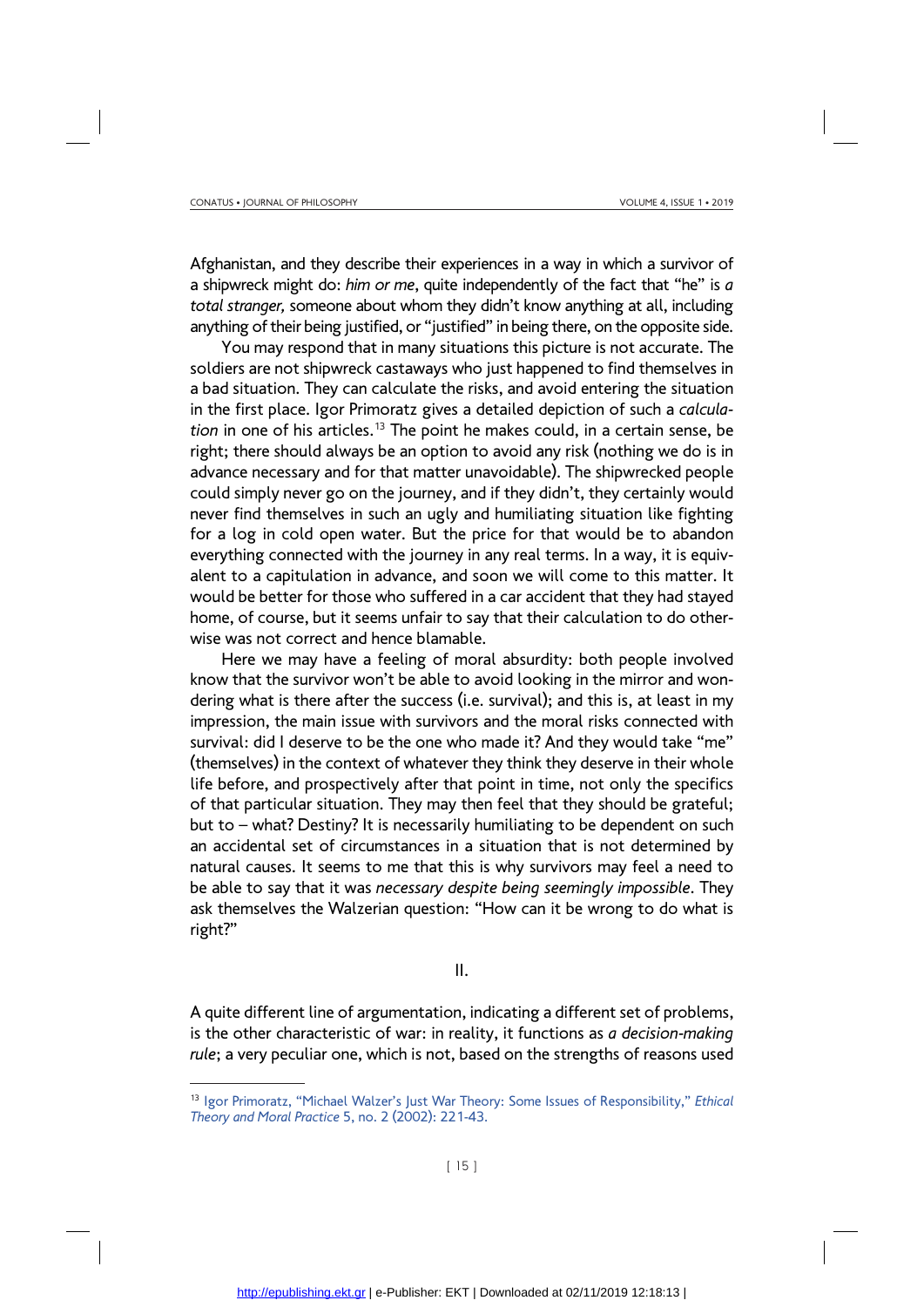Afghanistan, and they describe their experiences in a way in which a survivor of a shipwreck might do: *him or me*, quite independently of the fact that "he" is *a total stranger,* someone about whom they didn't know anything at all, including anything of their being justified, or "justified" in being there, on the opposite side.

You may respond that in many situations this picture is not accurate. The soldiers are not shipwreck castaways who just happened to find themselves in a bad situation. They can calculate the risks, and avoid entering the situation in the first place. Igor Primoratz gives a detailed depiction of such a *calculation* in one of his articles.[13] The point he makes could, in a certain sense, be right; there should always be an option to avoid any risk (nothing we do is in advance necessary and for that matter unavoidable). The shipwrecked people could simply never go on the journey, and if they didn't, they certainly would never find themselves in such an ugly and humiliating situation like fighting for a log in cold open water. But the price for that would be to abandon everything connected with the journey in any real terms. In a way, it is equivalent to a capitulation in advance, and soon we will come to this matter. It would be better for those who suffered in a car accident that they had stayed home, of course, but it seems unfair to say that their calculation to do otherwise was not correct and hence blamable.

Here we may have a feeling of moral absurdity: both people involved know that the survivor won't be able to avoid looking in the mirror and wondering what is there after the success (i.e. survival); and this is, at least in my impression, the main issue with survivors and the moral risks connected with survival: did I deserve to be the one who made it? And they would take "me" (themselves) in the context of whatever they think they deserve in their whole life before, and prospectively after that point in time, not only the specifics of that particular situation. They may then feel that they should be grateful; but to – what? Destiny? It is necessarily humiliating to be dependent on such an accidental set of circumstances in a situation that is not determined by natural causes. It seems to me that this is why survivors may feel a need to be able to say that it was *necessary despite being seemingly impossible*. They ask themselves the Walzerian question: "How can it be wrong to do what is right?"

## II.

A quite different line of argumentation, indicating a different set of problems, is the other characteristic of war: in reality, it functions as *a decision-making rule*; a very peculiar one, which is not, based on the strengths of reasons used

---

[13] Igor Primoratz, "Michael Walzer's Just War Theory: Some Issues of Responsibility," *Ethical Theory and Moral Practice* 5, no. 2 (2002): 221-43.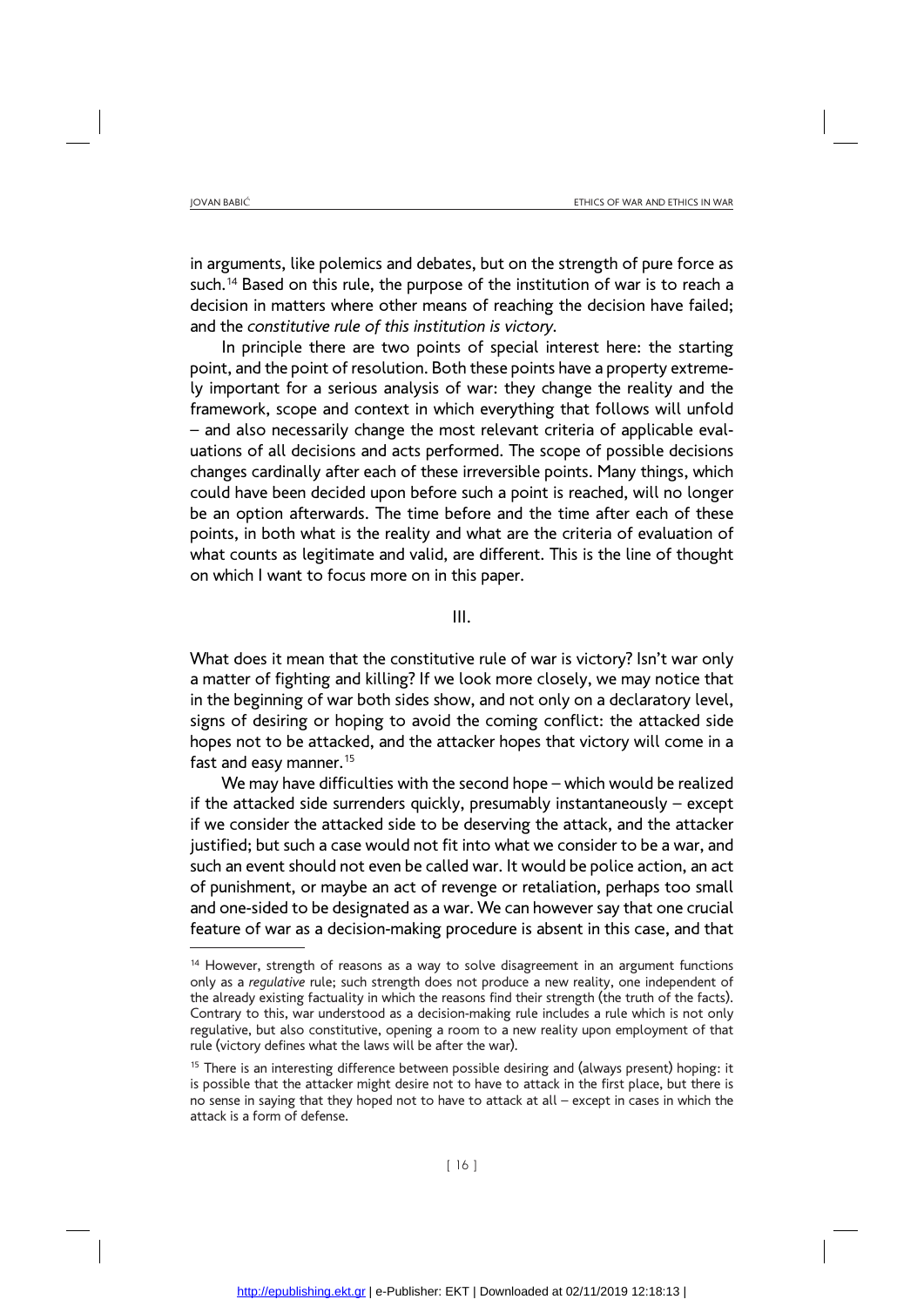in arguments, like polemics and debates, but on the strength of pure force as such.[14] Based on this rule, the purpose of the institution of war is to reach a decision in matters where other means of reaching the decision have failed; and the *constitutive rule of this institution is victory*.

In principle there are two points of special interest here: the starting point, and the point of resolution. Both these points have a property extremely important for a serious analysis of war: they change the reality and the framework, scope and context in which everything that follows will unfold – and also necessarily change the most relevant criteria of applicable evaluations of all decisions and acts performed. The scope of possible decisions changes cardinally after each of these irreversible points. Many things, which could have been decided upon before such a point is reached, will no longer be an option afterwards. The time before and the time after each of these points, in both what is the reality and what are the criteria of evaluation of what counts as legitimate and valid, are different. This is the line of thought on which I want to focus more on in this paper.

## III.

What does it mean that the constitutive rule of war is victory? Isn't war only a matter of fighting and killing? If we look more closely, we may notice that in the beginning of war both sides show, and not only on a declaratory level, signs of desiring or hoping to avoid the coming conflict: the attacked side hopes not to be attacked, and the attacker hopes that victory will come in a fast and easy manner.[15]

We may have difficulties with the second hope – which would be realized if the attacked side surrenders quickly, presumably instantaneously – except if we consider the attacked side to be deserving the attack, and the attacker justified; but such a case would not fit into what we consider to be a war, and such an event should not even be called war. It would be police action, an act of punishment, or maybe an act of revenge or retaliation, perhaps too small and one-sided to be designated as a war. We can however say that one crucial feature of war as a decision-making procedure is absent in this case, and that

---

[14] However, strength of reasons as a way to solve disagreement in an argument functions only as a *regulative* rule; such strength does not produce a new reality, one independent of the already existing factuality in which the reasons find their strength (the truth of the facts). Contrary to this, war understood as a decision-making rule includes a rule which is not only regulative, but also constitutive, opening a room to a new reality upon employment of that rule (victory defines what the laws will be after the war).

[15] There is an interesting difference between possible desiring and (always present) hoping: it is possible that the attacker might desire not to have to attack in the first place, but there is no sense in saying that they hoped not to have to attack at all – except in cases in which the attack is a form of defense.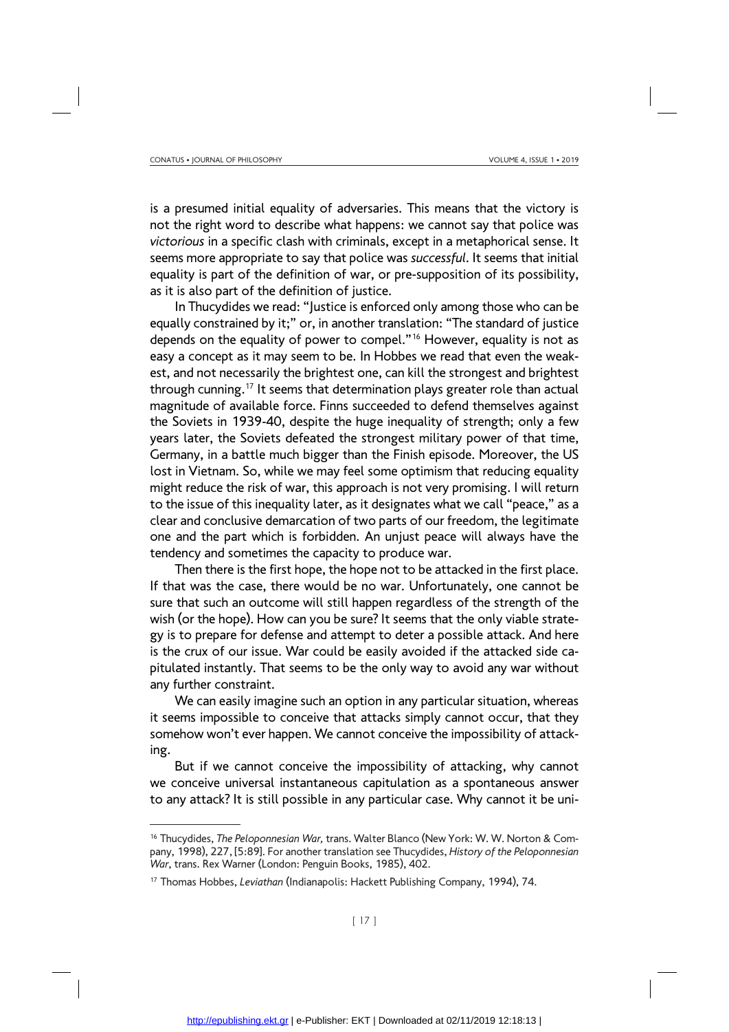is a presumed initial equality of adversaries. This means that the victory is not the right word to describe what happens: we cannot say that police was *victorious* in a specific clash with criminals, except in a metaphorical sense. It seems more appropriate to say that police was *successful*. It seems that initial equality is part of the definition of war, or pre-supposition of its possibility, as it is also part of the definition of justice.

In Thucydides we read: "Justice is enforced only among those who can be equally constrained by it;" or, in another translation: "The standard of justice depends on the equality of power to compel."[16] However, equality is not as easy a concept as it may seem to be. In Hobbes we read that even the weakest, and not necessarily the brightest one, can kill the strongest and brightest through cunning.[17] It seems that determination plays greater role than actual magnitude of available force. Finns succeeded to defend themselves against the Soviets in 1939-40, despite the huge inequality of strength; only a few years later, the Soviets defeated the strongest military power of that time, Germany, in a battle much bigger than the Finish episode. Moreover, the US lost in Vietnam. So, while we may feel some optimism that reducing equality might reduce the risk of war, this approach is not very promising. I will return to the issue of this inequality later, as it designates what we call "peace," as a clear and conclusive demarcation of two parts of our freedom, the legitimate one and the part which is forbidden. An unjust peace will always have the tendency and sometimes the capacity to produce war.

Then there is the first hope, the hope not to be attacked in the first place. If that was the case, there would be no war. Unfortunately, one cannot be sure that such an outcome will still happen regardless of the strength of the wish (or the hope). How can you be sure? It seems that the only viable strategy is to prepare for defense and attempt to deter a possible attack. And here is the crux of our issue. War could be easily avoided if the attacked side capitulated instantly. That seems to be the only way to avoid any war without any further constraint.

We can easily imagine such an option in any particular situation, whereas it seems impossible to conceive that attacks simply cannot occur, that they somehow won't ever happen. We cannot conceive the impossibility of attacking.

But if we cannot conceive the impossibility of attacking, why cannot we conceive universal instantaneous capitulation as a spontaneous answer to any attack? It is still possible in any particular case. Why cannot it be uni-

---

[16] Thucydides, *The Peloponnesian War,* trans. Walter Blanco (New York: W. W. Norton & Company, 1998), 227, [5:89]. For another translation see Thucydides, *History of the Peloponnesian War*, trans. Rex Warner (London: Penguin Books, 1985), 402.

[17] Thomas Hobbes, *Leviathan* (Indianapolis: Hackett Publishing Company, 1994), 74.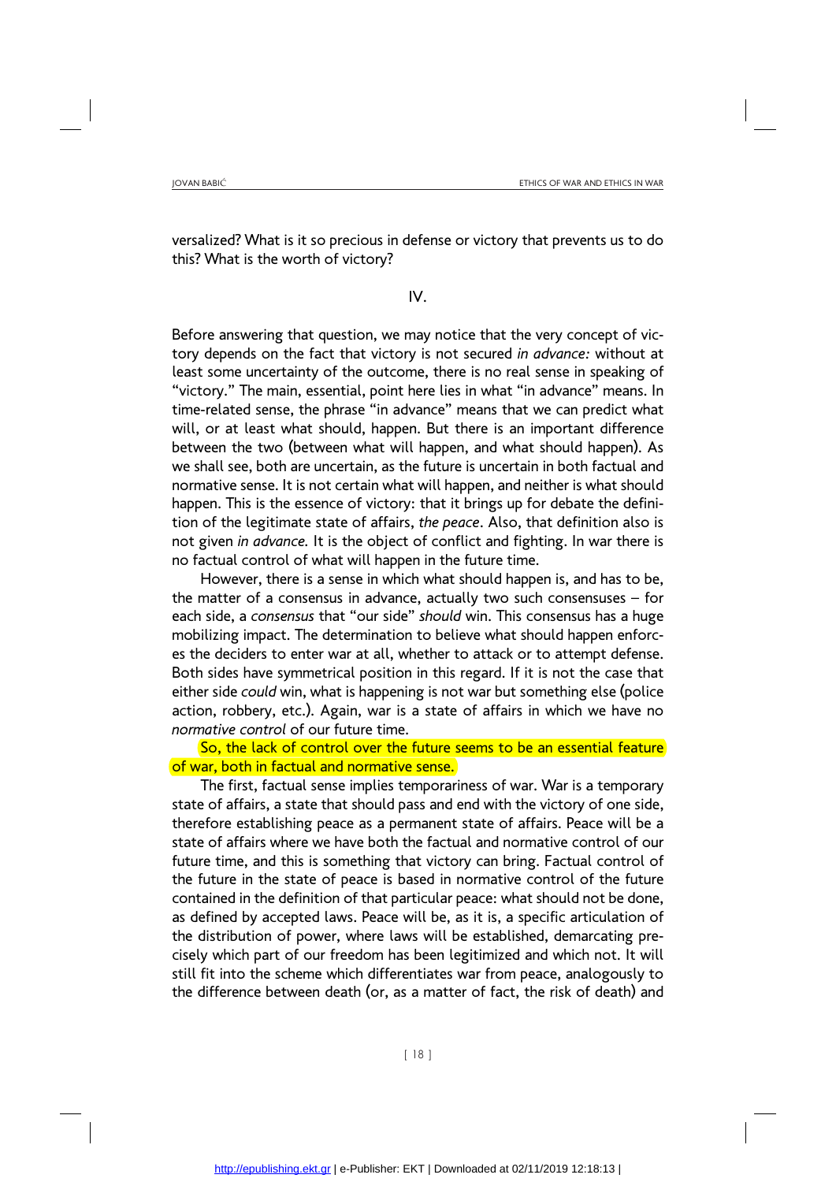versalized? What is it so precious in defense or victory that prevents us to do this? What is the worth of victory?

## IV.

Before answering that question, we may notice that the very concept of victory depends on the fact that victory is not secured *in advance:* without at least some uncertainty of the outcome, there is no real sense in speaking of "victory." The main, essential, point here lies in what "in advance" means. In time-related sense, the phrase "in advance" means that we can predict what will, or at least what should, happen. But there is an important difference between the two (between what will happen, and what should happen). As we shall see, both are uncertain, as the future is uncertain in both factual and normative sense. It is not certain what will happen, and neither is what should happen. This is the essence of victory: that it brings up for debate the definition of the legitimate state of affairs, *the peace*. Also, that definition also is not given *in advance.* It is the object of conflict and fighting. In war there is no factual control of what will happen in the future time.

However, there is a sense in which what should happen is, and has to be, the matter of a consensus in advance, actually two such consensuses – for each side, a *consensus* that "our side" *should* win. This consensus has a huge mobilizing impact. The determination to believe what should happen enforces the deciders to enter war at all, whether to attack or to attempt defense. Both sides have symmetrical position in this regard. If it is not the case that either side *could* win, what is happening is not war but something else (police action, robbery, etc.). Again, war is a state of affairs in which we have no *normative control* of our future time.

So, the lack of control over the future seems to be an essential feature of war, both in factual and normative sense.

The first, factual sense implies temporariness of war. War is a temporary state of affairs, a state that should pass and end with the victory of one side, therefore establishing peace as a permanent state of affairs. Peace will be a state of affairs where we have both the factual and normative control of our future time, and this is something that victory can bring. Factual control of the future in the state of peace is based in normative control of the future contained in the definition of that particular peace: what should not be done, as defined by accepted laws. Peace will be, as it is, a specific articulation of the distribution of power, where laws will be established, demarcating precisely which part of our freedom has been legitimized and which not. It will still fit into the scheme which differentiates war from peace, analogously to the difference between death (or, as a matter of fact, the risk of death) and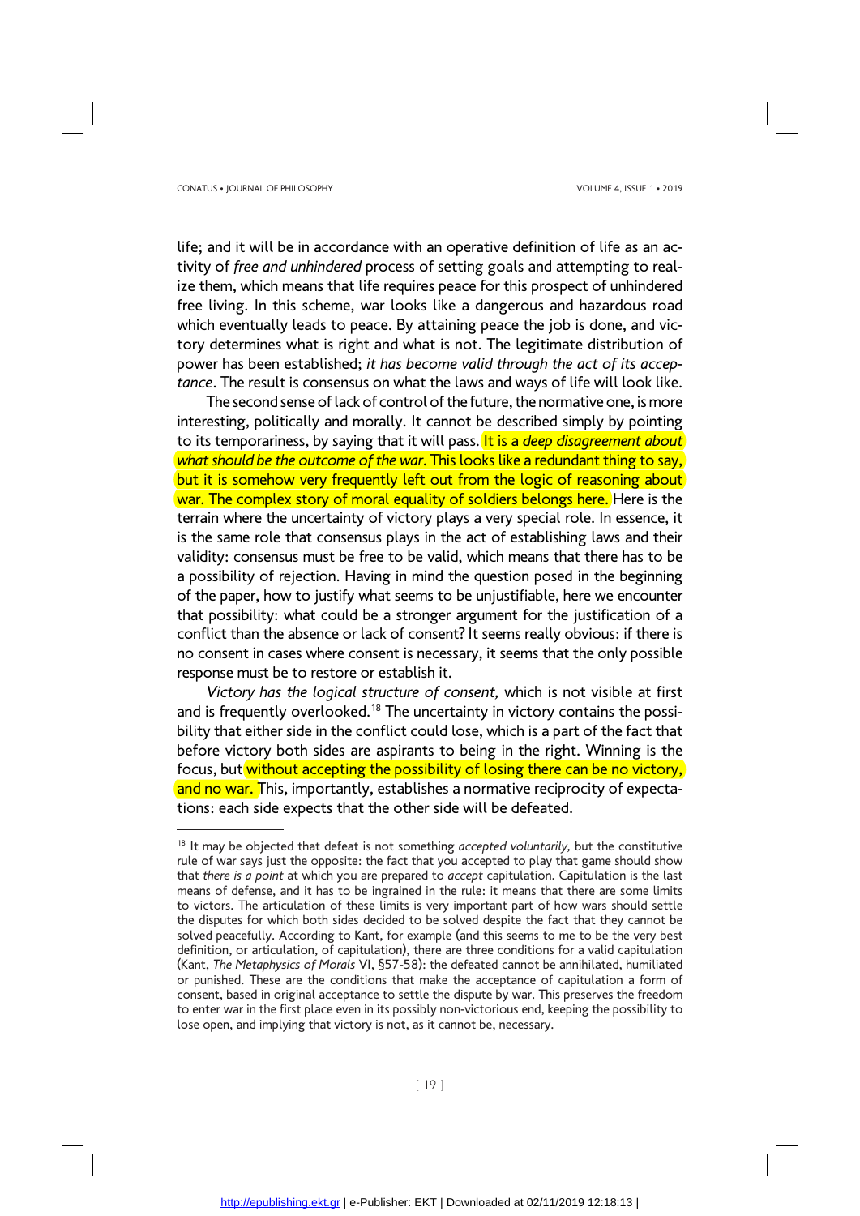life; and it will be in accordance with an operative definition of life as an activity of *free and unhindered* process of setting goals and attempting to realize them, which means that life requires peace for this prospect of unhindered free living. In this scheme, war looks like a dangerous and hazardous road which eventually leads to peace. By attaining peace the job is done, and victory determines what is right and what is not. The legitimate distribution of power has been established; *it has become valid through the act of its acceptance*. The result is consensus on what the laws and ways of life will look like.

The second sense of lack of control of the future, the normative one, is more interesting, politically and morally. It cannot be described simply by pointing to its temporariness, by saying that it will pass. It is a *deep disagreement about what should be the outcome of the war*. This looks like a redundant thing to say, but it is somehow very frequently left out from the logic of reasoning about war. The complex story of moral equality of soldiers belongs here. Here is the terrain where the uncertainty of victory plays a very special role. In essence, it is the same role that consensus plays in the act of establishing laws and their validity: consensus must be free to be valid, which means that there has to be a possibility of rejection. Having in mind the question posed in the beginning of the paper, how to justify what seems to be unjustifiable, here we encounter that possibility: what could be a stronger argument for the justification of a conflict than the absence or lack of consent? It seems really obvious: if there is no consent in cases where consent is necessary, it seems that the only possible response must be to restore or establish it.

*Victory has the logical structure of consent,* which is not visible at first and is frequently overlooked.[18] The uncertainty in victory contains the possibility that either side in the conflict could lose, which is a part of the fact that before victory both sides are aspirants to being in the right. Winning is the focus, but without accepting the possibility of losing there can be no victory, and no war. This, importantly, establishes a normative reciprocity of expectations: each side expects that the other side will be defeated.

---

[18] It may be objected that defeat is not something *accepted voluntarily,* but the constitutive rule of war says just the opposite: the fact that you accepted to play that game should show that *there is a point* at which you are prepared to *accept* capitulation. Capitulation is the last means of defense, and it has to be ingrained in the rule: it means that there are some limits to victors. The articulation of these limits is very important part of how wars should settle the disputes for which both sides decided to be solved despite the fact that they cannot be solved peacefully. According to Kant, for example (and this seems to me to be the very best definition, or articulation, of capitulation), there are three conditions for a valid capitulation (Kant, *The Metaphysics of Morals* VI, §57-58): the defeated cannot be annihilated, humiliated or punished. These are the conditions that make the acceptance of capitulation a form of consent, based in original acceptance to settle the dispute by war. This preserves the freedom to enter war in the first place even in its possibly non-victorious end, keeping the possibility to lose open, and implying that victory is not, as it cannot be, necessary.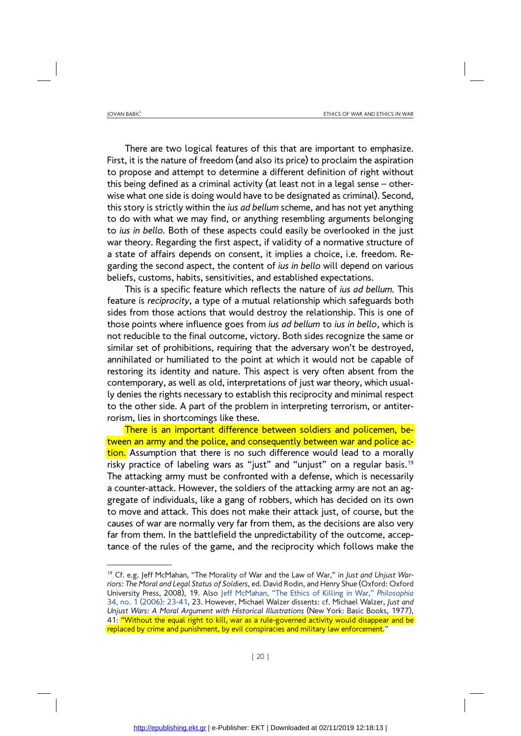There are two logical features of this that are important to emphasize. First, it is the nature of freedom (and also its price) to proclaim the aspiration to propose and attempt to determine a different definition of right without this being defined as a criminal activity (at least not in a legal sense – otherwise what one side is doing would have to be designated as criminal). Second, this story is strictly within the *ius ad bellum* scheme, and has not yet anything to do with what we may find, or anything resembling arguments belonging to *ius in bello*. Both of these aspects could easily be overlooked in the just war theory. Regarding the first aspect, if validity of a normative structure of a state of affairs depends on consent, it implies a choice, i.e. freedom. Regarding the second aspect, the content of *ius in bello* will depend on various beliefs, customs, habits, sensitivities, and established expectations.

This is a specific feature which reflects the nature of *ius ad bellum*. This feature is *reciprocity*, a type of a mutual relationship which safeguards both sides from those actions that would destroy the relationship. This is one of those points where influence goes from *ius ad bellum* to *ius in bello*, which is not reducible to the final outcome, victory. Both sides recognize the same or similar set of prohibitions, requiring that the adversary won't be destroyed, annihilated or humiliated to the point at which it would not be capable of restoring its identity and nature. This aspect is very often absent from the contemporary, as well as old, interpretations of just war theory, which usually denies the rights necessary to establish this reciprocity and minimal respect to the other side. A part of the problem in interpreting terrorism, or antiterrorism, lies in shortcomings like these.

There is an important difference between soldiers and policemen, between an army and the police, and consequently between war and police action. Assumption that there is no such difference would lead to a morally risky practice of labeling wars as "just" and "unjust" on a regular basis.[19] The attacking army must be confronted with a defense, which is necessarily a counter-attack. However, the soldiers of the attacking army are not an aggregate of individuals, like a gang of robbers, which has decided on its own to move and attack. This does not make their attack just, of course, but the causes of war are normally very far from them, as the decisions are also very far from them. In the battlefield the unpredictability of the outcome, acceptance of the rules of the game, and the reciprocity which follows make the

---

[19] Cf. e.g. Jeff McMahan, "The Morality of War and the Law of War," in *Just and Unjust Warriors: The Moral and Legal Status of Soldiers*, ed. David Rodin, and Henry Shue (Oxford: Oxford University Press, 2008), 19. Also Jeff McMahan, "The Ethics of Killing in War," *Philosophia* 34, no. 1 (2006): 23-41, 23. However, Michael Walzer dissents: cf. Michael Walzer, *Just and Unjust Wars: A Moral Argument with Historical Illustrations* (New York: Basic Books, 1977), 41: "Without the equal right to kill, war as a rule-governed activity would disappear and be replaced by crime and punishment, by evil conspiracies and military law enforcement."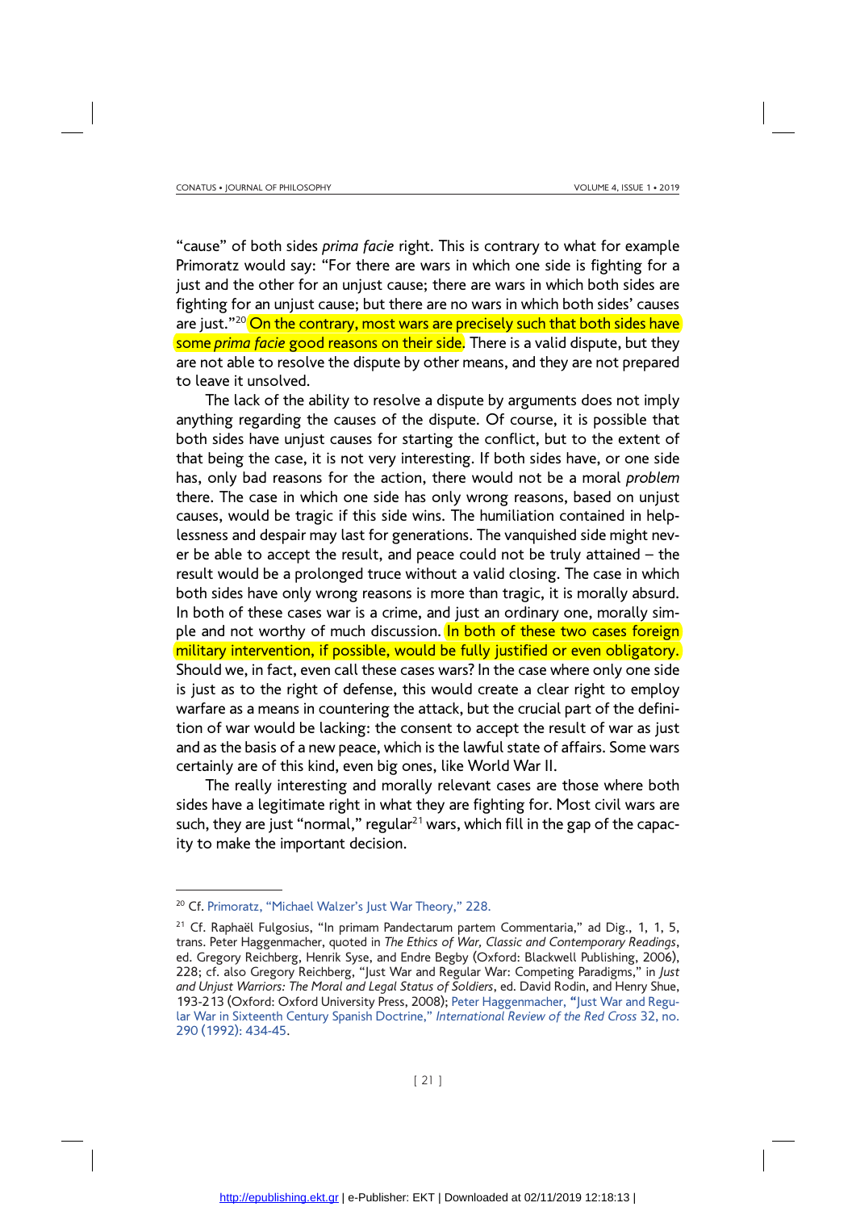"cause" of both sides *prima facie* right. This is contrary to what for example Primoratz would say: "For there are wars in which one side is fighting for a just and the other for an unjust cause; there are wars in which both sides are fighting for an unjust cause; but there are no wars in which both sides' causes are just."[20] On the contrary, most wars are precisely such that both sides have some *prima facie* good reasons on their side. There is a valid dispute, but they are not able to resolve the dispute by other means, and they are not prepared to leave it unsolved.

The lack of the ability to resolve a dispute by arguments does not imply anything regarding the causes of the dispute. Of course, it is possible that both sides have unjust causes for starting the conflict, but to the extent of that being the case, it is not very interesting. If both sides have, or one side has, only bad reasons for the action, there would not be a moral *problem* there. The case in which one side has only wrong reasons, based on unjust causes, would be tragic if this side wins. The humiliation contained in helplessness and despair may last for generations. The vanquished side might never be able to accept the result, and peace could not be truly attained – the result would be a prolonged truce without a valid closing. The case in which both sides have only wrong reasons is more than tragic, it is morally absurd. In both of these cases war is a crime, and just an ordinary one, morally simple and not worthy of much discussion. In both of these two cases foreign military intervention, if possible, would be fully justified or even obligatory. Should we, in fact, even call these cases wars? In the case where only one side is just as to the right of defense, this would create a clear right to employ warfare as a means in countering the attack, but the crucial part of the definition of war would be lacking: the consent to accept the result of war as just and as the basis of a new peace, which is the lawful state of affairs. Some wars certainly are of this kind, even big ones, like World War II.

The really interesting and morally relevant cases are those where both sides have a legitimate right in what they are fighting for. Most civil wars are such, they are just "normal," regular[21] wars, which fill in the gap of the capacity to make the important decision.

---

[20] Cf. Primoratz, "Michael Walzer's Just War Theory," 228.

[21] Cf. Raphaël Fulgosius, "In primam Pandectarum partem Commentaria," ad Dig., 1, 1, 5, trans. Peter Haggenmacher, quoted in *The Ethics of War, Classic and Contemporary Readings*, ed. Gregory Reichberg, Henrik Syse, and Endre Begby (Oxford: Blackwell Publishing, 2006), 228; cf. also Gregory Reichberg, "Just War and Regular War: Competing Paradigms," in *Just and Unjust Warriors: The Moral and Legal Status of Soldiers*, ed. David Rodin, and Henry Shue, 193-213 (Oxford: Oxford University Press, 2008); Peter Haggenmacher, "Just War and Regular War in Sixteenth Century Spanish Doctrine," *International Review of the Red Cross* 32, no. 290 (1992): 434-45.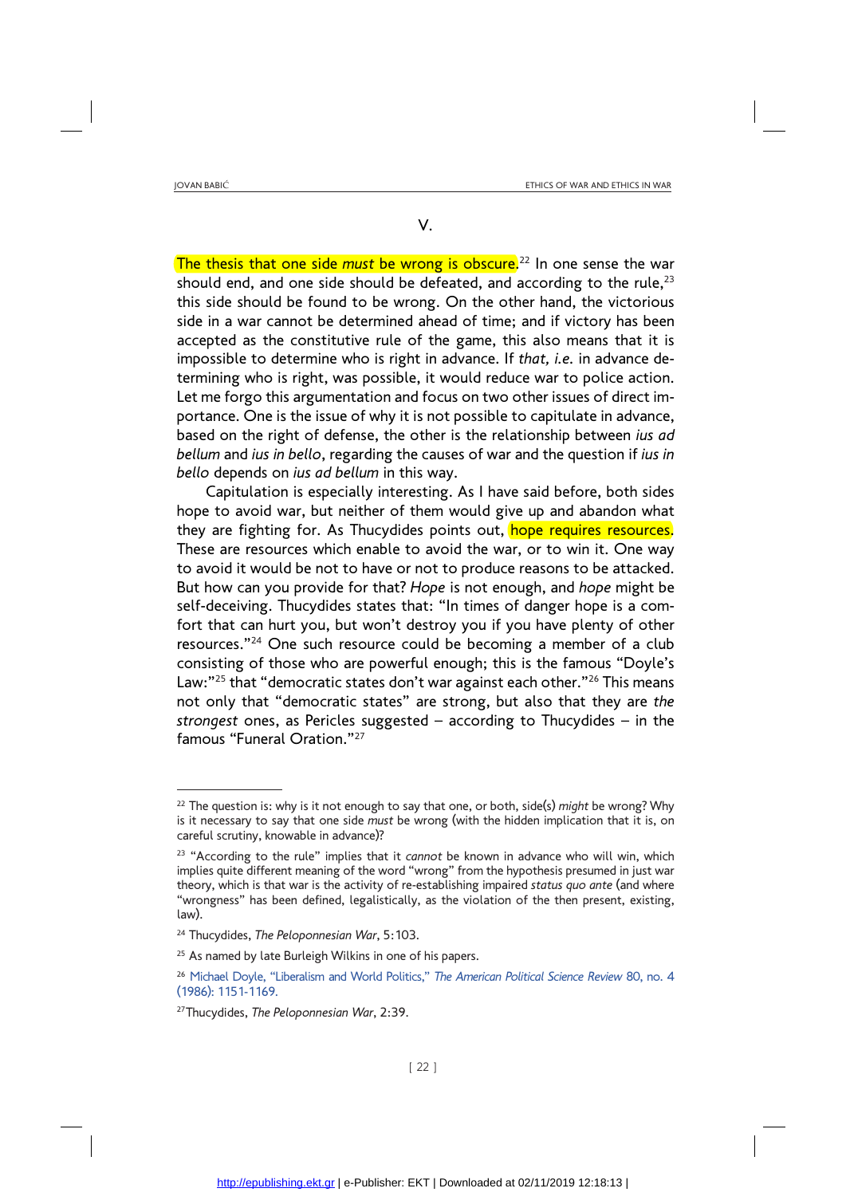## V.

The thesis that one side *must* be wrong is obscure.[22] In one sense the war should end, and one side should be defeated, and according to the rule,[23] this side should be found to be wrong. On the other hand, the victorious side in a war cannot be determined ahead of time; and if victory has been accepted as the constitutive rule of the game, this also means that it is impossible to determine who is right in advance. If *that, i.e.* in advance determining who is right, was possible, it would reduce war to police action. Let me forgo this argumentation and focus on two other issues of direct importance. One is the issue of why it is not possible to capitulate in advance, based on the right of defense, the other is the relationship between *ius ad bellum* and *ius in bello*, regarding the causes of war and the question if *ius in bello* depends on *ius ad bellum* in this way.

Capitulation is especially interesting. As I have said before, both sides hope to avoid war, but neither of them would give up and abandon what they are fighting for. As Thucydides points out, hope requires resources. These are resources which enable to avoid the war, or to win it. One way to avoid it would be not to have or not to produce reasons to be attacked. But how can you provide for that? *Hope* is not enough, and *hope* might be self-deceiving. Thucydides states that: "In times of danger hope is a comfort that can hurt you, but won't destroy you if you have plenty of other resources."[24] One such resource could be becoming a member of a club consisting of those who are powerful enough; this is the famous "Doyle's Law:"[25] that "democratic states don't war against each other."[26] This means not only that "democratic states" are strong, but also that they are *the strongest* ones, as Pericles suggested – according to Thucydides – in the famous "Funeral Oration."[27]

---

[22] The question is: why is it not enough to say that one, or both, side(s) *might* be wrong? Why is it necessary to say that one side *must* be wrong (with the hidden implication that it is, on careful scrutiny, knowable in advance)?

[23] "According to the rule" implies that it *cannot* be known in advance who will win, which implies quite different meaning of the word "wrong" from the hypothesis presumed in just war theory, which is that war is the activity of re-establishing impaired *status quo ante* (and where "wrongness" has been defined, legalistically, as the violation of the then present, existing, law).

[24] Thucydides, *The Peloponnesian War*, 5:103.

[25] As named by late Burleigh Wilkins in one of his papers.

[26] Michael Doyle, "Liberalism and World Politics," *The American Political Science Review* 80, no. 4 (1986): 1151-1169.

[27] Thucydides, *The Peloponnesian War*, 2:39.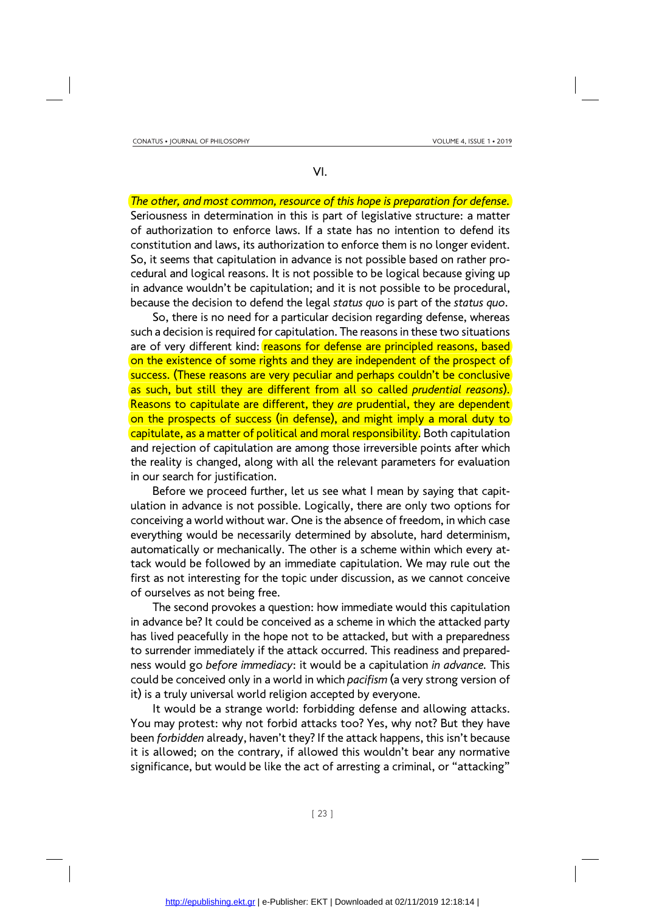## VI.

*The other, and most common, resource of this hope is preparation for defense.* Seriousness in determination in this is part of legislative structure: a matter of authorization to enforce laws. If a state has no intention to defend its constitution and laws, its authorization to enforce them is no longer evident. So, it seems that capitulation in advance is not possible based on rather procedural and logical reasons. It is not possible to be logical because giving up in advance wouldn't be capitulation; and it is not possible to be procedural, because the decision to defend the legal *status quo* is part of the *status quo*.

So, there is no need for a particular decision regarding defense, whereas such a decision is required for capitulation. The reasons in these two situations are of very different kind: reasons for defense are principled reasons, based on the existence of some rights and they are independent of the prospect of success. (These reasons are very peculiar and perhaps couldn't be conclusive as such, but still they are different from all so called *prudential reasons*). Reasons to capitulate are different, they *are* prudential, they are dependent on the prospects of success (in defense), and might imply a moral duty to capitulate, as a matter of political and moral responsibility. Both capitulation and rejection of capitulation are among those irreversible points after which the reality is changed, along with all the relevant parameters for evaluation in our search for justification.

Before we proceed further, let us see what I mean by saying that capitulation in advance is not possible. Logically, there are only two options for conceiving a world without war. One is the absence of freedom, in which case everything would be necessarily determined by absolute, hard determinism, automatically or mechanically. The other is a scheme within which every attack would be followed by an immediate capitulation. We may rule out the first as not interesting for the topic under discussion, as we cannot conceive of ourselves as not being free.

The second provokes a question: how immediate would this capitulation in advance be? It could be conceived as a scheme in which the attacked party has lived peacefully in the hope not to be attacked, but with a preparedness to surrender immediately if the attack occurred. This readiness and preparedness would go *before immediacy*: it would be a capitulation *in advance.* This could be conceived only in a world in which *pacifism* (a very strong version of it) is a truly universal world religion accepted by everyone.

It would be a strange world: forbidding defense and allowing attacks. You may protest: why not forbid attacks too? Yes, why not? But they have been *forbidden* already, haven't they? If the attack happens, this isn't because it is allowed; on the contrary, if allowed this wouldn't bear any normative significance, but would be like the act of arresting a criminal, or "attacking"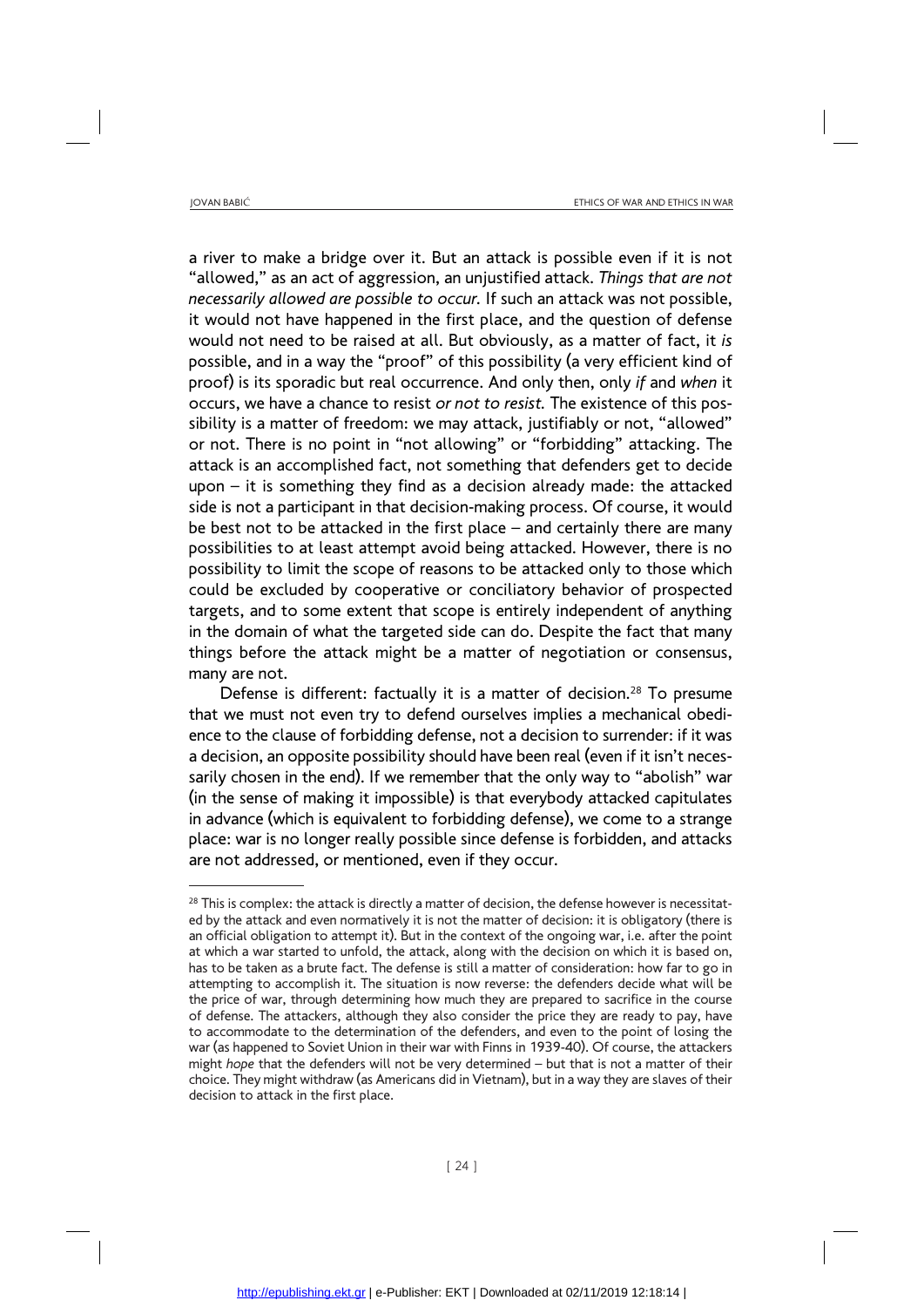a river to make a bridge over it. But an attack is possible even if it is not "allowed," as an act of aggression, an unjustified attack. *Things that are not necessarily allowed are possible to occur*. If such an attack was not possible, it would not have happened in the first place, and the question of defense would not need to be raised at all. But obviously, as a matter of fact, it *is* possible, and in a way the "proof" of this possibility (a very efficient kind of proof) is its sporadic but real occurrence. And only then, only *if* and *when* it occurs, we have a chance to resist *or not to resist*. The existence of this possibility is a matter of freedom: we may attack, justifiably or not, "allowed" or not. There is no point in "not allowing" or "forbidding" attacking. The attack is an accomplished fact, not something that defenders get to decide upon – it is something they find as a decision already made: the attacked side is not a participant in that decision-making process. Of course, it would be best not to be attacked in the first place – and certainly there are many possibilities to at least attempt avoid being attacked. However, there is no possibility to limit the scope of reasons to be attacked only to those which could be excluded by cooperative or conciliatory behavior of prospected targets, and to some extent that scope is entirely independent of anything in the domain of what the targeted side can do. Despite the fact that many things before the attack might be a matter of negotiation or consensus, many are not.

Defense is different: factually it is a matter of decision.[28] To presume that we must not even try to defend ourselves implies a mechanical obedience to the clause of forbidding defense, not a decision to surrender: if it was a decision, an opposite possibility should have been real (even if it isn't necessarily chosen in the end). If we remember that the only way to "abolish" war (in the sense of making it impossible) is that everybody attacked capitulates in advance (which is equivalent to forbidding defense), we come to a strange place: war is no longer really possible since defense is forbidden, and attacks are not addressed, or mentioned, even if they occur.

---

[28] This is complex: the attack is directly a matter of decision, the defense however is necessitated by the attack and even normatively it is not the matter of decision: it is obligatory (there is an official obligation to attempt it). But in the context of the ongoing war, i.e. after the point at which a war started to unfold, the attack, along with the decision on which it is based on, has to be taken as a brute fact. The defense is still a matter of consideration: how far to go in attempting to accomplish it. The situation is now reverse: the defenders decide what will be the price of war, through determining how much they are prepared to sacrifice in the course of defense. The attackers, although they also consider the price they are ready to pay, have to accommodate to the determination of the defenders, and even to the point of losing the war (as happened to Soviet Union in their war with Finns in 1939-40). Of course, the attackers might *hope* that the defenders will not be very determined – but that is not a matter of their choice. They might withdraw (as Americans did in Vietnam), but in a way they are slaves of their decision to attack in the first place.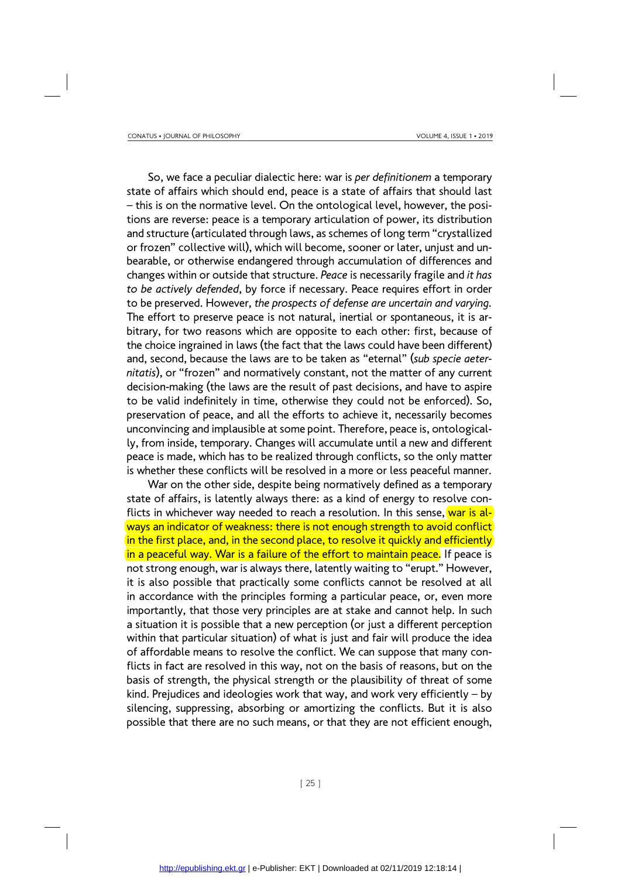So, we face a peculiar dialectic here: war is *per definitionem* a temporary state of affairs which should end, peace is a state of affairs that should last – this is on the normative level. On the ontological level, however, the positions are reverse: peace is a temporary articulation of power, its distribution and structure (articulated through laws, as schemes of long term "crystallized or frozen" collective will), which will become, sooner or later, unjust and unbearable, or otherwise endangered through accumulation of differences and changes within or outside that structure. *Peace* is necessarily fragile and *it has to be actively defended*, by force if necessary. Peace requires effort in order to be preserved. However, *the prospects of defense are uncertain and varying.* The effort to preserve peace is not natural, inertial or spontaneous, it is arbitrary, for two reasons which are opposite to each other: first, because of the choice ingrained in laws (the fact that the laws could have been different) and, second, because the laws are to be taken as "eternal" (*sub specie aeternitatis*), or "frozen" and normatively constant, not the matter of any current decision-making (the laws are the result of past decisions, and have to aspire to be valid indefinitely in time, otherwise they could not be enforced). So, preservation of peace, and all the efforts to achieve it, necessarily becomes unconvincing and implausible at some point. Therefore, peace is, ontologically, from inside, temporary. Changes will accumulate until a new and different peace is made, which has to be realized through conflicts, so the only matter is whether these conflicts will be resolved in a more or less peaceful manner.

War on the other side, despite being normatively defined as a temporary state of affairs, is latently always there: as a kind of energy to resolve conflicts in whichever way needed to reach a resolution. In this sense, war is always an indicator of weakness: there is not enough strength to avoid conflict in the first place, and, in the second place, to resolve it quickly and efficiently in a peaceful way. War is a failure of the effort to maintain peace. If peace is not strong enough, war is always there, latently waiting to "erupt." However, it is also possible that practically some conflicts cannot be resolved at all in accordance with the principles forming a particular peace, or, even more importantly, that those very principles are at stake and cannot help. In such a situation it is possible that a new perception (or just a different perception within that particular situation) of what is just and fair will produce the idea of affordable means to resolve the conflict. We can suppose that many conflicts in fact are resolved in this way, not on the basis of reasons, but on the basis of strength, the physical strength or the plausibility of threat of some kind. Prejudices and ideologies work that way, and work very efficiently – by silencing, suppressing, absorbing or amortizing the conflicts. But it is also possible that there are no such means, or that they are not efficient enough,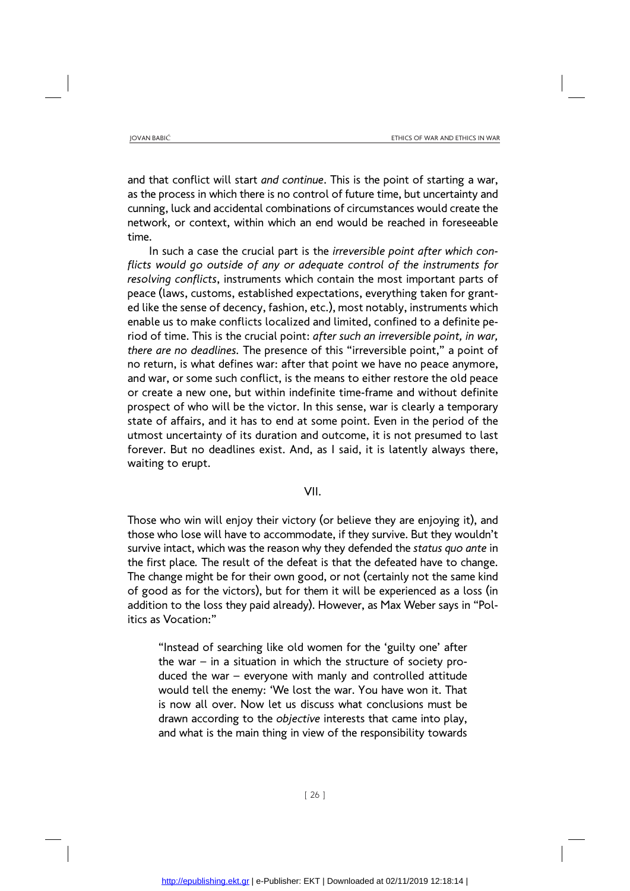and that conflict will start *and continue*. This is the point of starting a war, as the process in which there is no control of future time, but uncertainty and cunning, luck and accidental combinations of circumstances would create the network, or context, within which an end would be reached in foreseeable time.

In such a case the crucial part is the *irreversible point after which conflicts would go outside of any or adequate control of the instruments for resolving conflicts*, instruments which contain the most important parts of peace (laws, customs, established expectations, everything taken for granted like the sense of decency, fashion, etc.), most notably, instruments which enable us to make conflicts localized and limited, confined to a definite period of time. This is the crucial point: *after such an irreversible point, in war, there are no deadlines.* The presence of this "irreversible point," a point of no return, is what defines war: after that point we have no peace anymore, and war, or some such conflict, is the means to either restore the old peace or create a new one, but within indefinite time-frame and without definite prospect of who will be the victor. In this sense, war is clearly a temporary state of affairs, and it has to end at some point. Even in the period of the utmost uncertainty of its duration and outcome, it is not presumed to last forever. But no deadlines exist. And, as I said, it is latently always there, waiting to erupt.

## VII.

Those who win will enjoy their victory (or believe they are enjoying it), and those who lose will have to accommodate, if they survive. But they wouldn't survive intact, which was the reason why they defended the *status quo ante* in the first place. The result of the defeat is that the defeated have to change. The change might be for their own good, or not (certainly not the same kind of good as for the victors), but for them it will be experienced as a loss (in addition to the loss they paid already). However, as Max Weber says in "Politics as Vocation:"

> "Instead of searching like old women for the 'guilty one' after the war – in a situation in which the structure of society produced the war – everyone with manly and controlled attitude would tell the enemy: 'We lost the war. You have won it. That is now all over. Now let us discuss what conclusions must be drawn according to the *objective* interests that came into play, and what is the main thing in view of the responsibility towards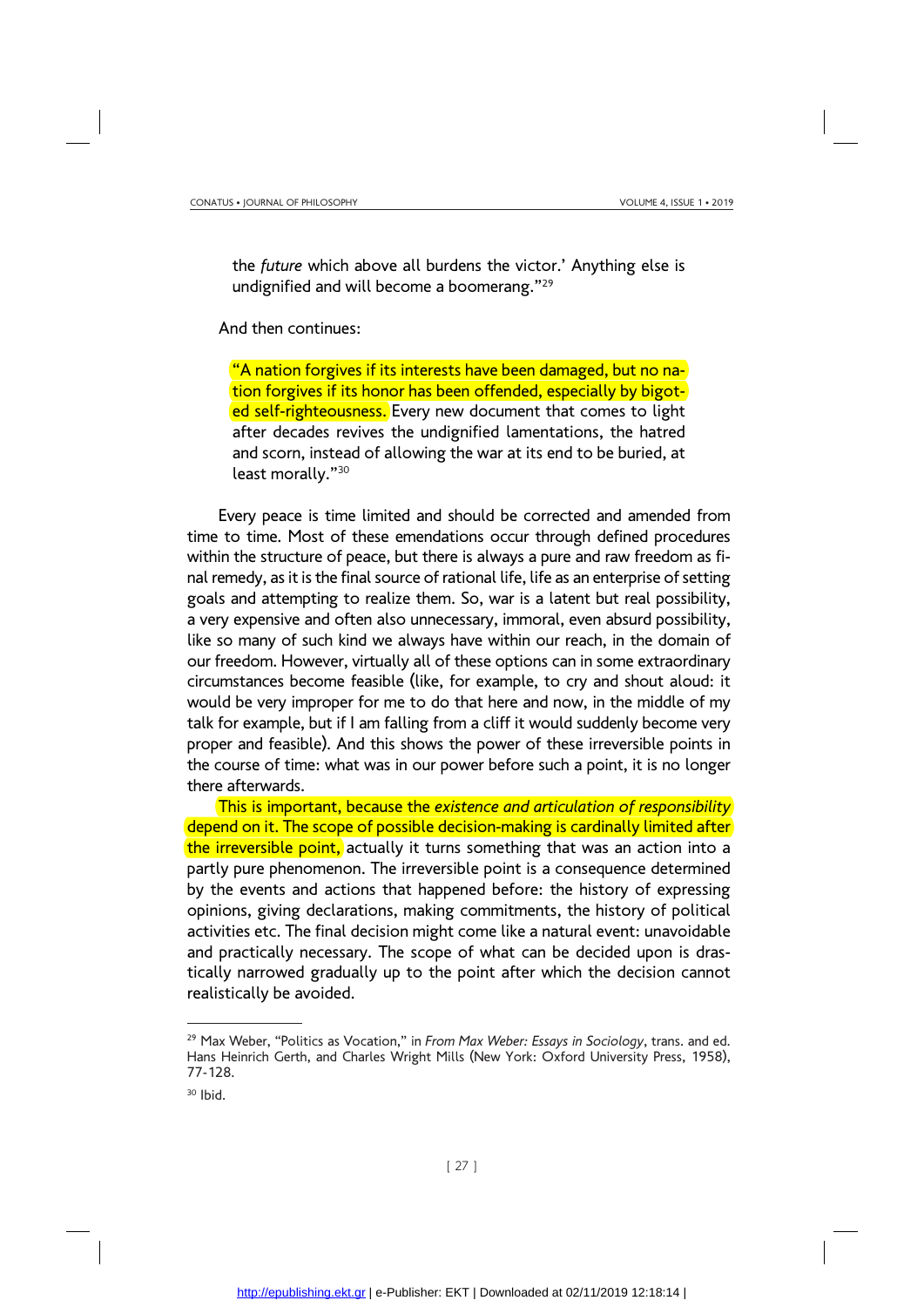the *future* which above all burdens the victor.' Anything else is undignified and will become a boomerang."[29]

And then continues:

> "A nation forgives if its interests have been damaged, but no nation forgives if its honor has been offended, especially by bigoted self-righteousness. Every new document that comes to light after decades revives the undignified lamentations, the hatred and scorn, instead of allowing the war at its end to be buried, at least morally."[30]

Every peace is time limited and should be corrected and amended from time to time. Most of these emendations occur through defined procedures within the structure of peace, but there is always a pure and raw freedom as final remedy, as it is the final source of rational life, life as an enterprise of setting goals and attempting to realize them. So, war is a latent but real possibility, a very expensive and often also unnecessary, immoral, even absurd possibility, like so many of such kind we always have within our reach, in the domain of our freedom. However, virtually all of these options can in some extraordinary circumstances become feasible (like, for example, to cry and shout aloud: it would be very improper for me to do that here and now, in the middle of my talk for example, but if I am falling from a cliff it would suddenly become very proper and feasible). And this shows the power of these irreversible points in the course of time: what was in our power before such a point, it is no longer there afterwards.

This is important, because the *existence and articulation of responsibility* depend on it. The scope of possible decision-making is cardinally limited after the irreversible point, actually it turns something that was an action into a partly pure phenomenon. The irreversible point is a consequence determined by the events and actions that happened before: the history of expressing opinions, giving declarations, making commitments, the history of political activities etc. The final decision might come like a natural event: unavoidable and practically necessary. The scope of what can be decided upon is drastically narrowed gradually up to the point after which the decision cannot realistically be avoided.

---

[29] Max Weber, "Politics as Vocation," in *From Max Weber: Essays in Sociology*, trans. and ed. Hans Heinrich Gerth, and Charles Wright Mills (New York: Oxford University Press, 1958), 77-128.

[30] Ibid.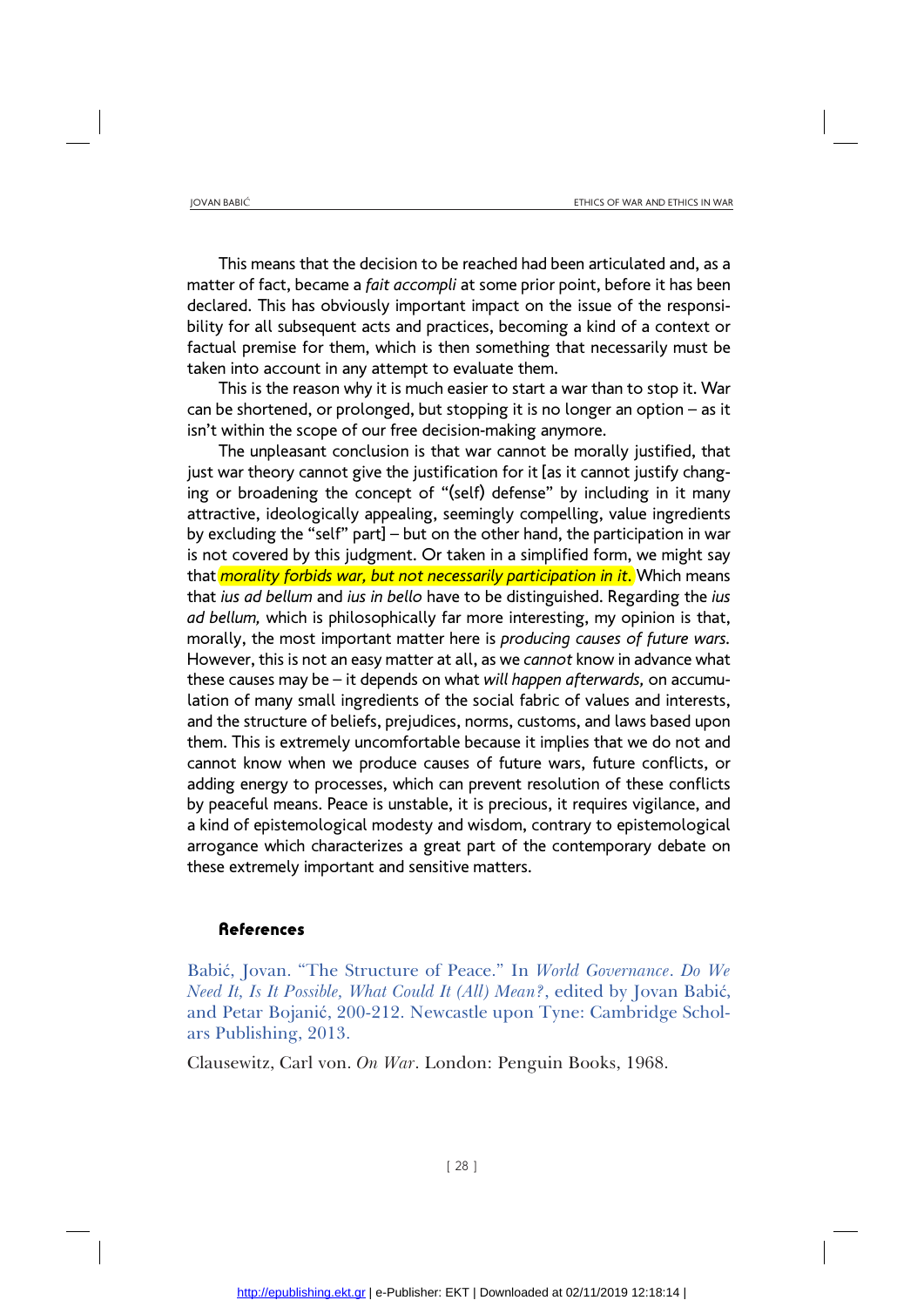This means that the decision to be reached had been articulated and, as a matter of fact, became a *fait accompli* at some prior point, before it has been declared. This has obviously important impact on the issue of the responsibility for all subsequent acts and practices, becoming a kind of a context or factual premise for them, which is then something that necessarily must be taken into account in any attempt to evaluate them.

This is the reason why it is much easier to start a war than to stop it. War can be shortened, or prolonged, but stopping it is no longer an option – as it isn't within the scope of our free decision-making anymore.

The unpleasant conclusion is that war cannot be morally justified, that just war theory cannot give the justification for it [as it cannot justify changing or broadening the concept of "(self) defense" by including in it many attractive, ideologically appealing, seemingly compelling, value ingredients by excluding the "self" part] – but on the other hand, the participation in war is not covered by this judgment. Or taken in a simplified form, we might say that *morality forbids war, but not necessarily participation in it*. Which means that *ius ad bellum* and *ius in bello* have to be distinguished. Regarding the *ius ad bellum,* which is philosophically far more interesting, my opinion is that, morally, the most important matter here is *producing causes of future wars.* However, this is not an easy matter at all, as we *cannot* know in advance what these causes may be – it depends on what *will happen afterwards,* on accumulation of many small ingredients of the social fabric of values and interests, and the structure of beliefs, prejudices, norms, customs, and laws based upon them. This is extremely uncomfortable because it implies that we do not and cannot know when we produce causes of future wars, future conflicts, or adding energy to processes, which can prevent resolution of these conflicts by peaceful means. Peace is unstable, it is precious, it requires vigilance, and a kind of epistemological modesty and wisdom, contrary to epistemological arrogance which characterizes a great part of the contemporary debate on these extremely important and sensitive matters.

## References

Babić, Jovan. "The Structure of Peace." In *World Governance. Do We Need It, Is It Possible, What Could It (All) Mean?*, edited by Jovan Babić, and Petar Bojanić, 200-212. Newcastle upon Tyne: Cambridge Scholars Publishing, 2013.

Clausewitz, Carl von. *On War*. London: Penguin Books, 1968.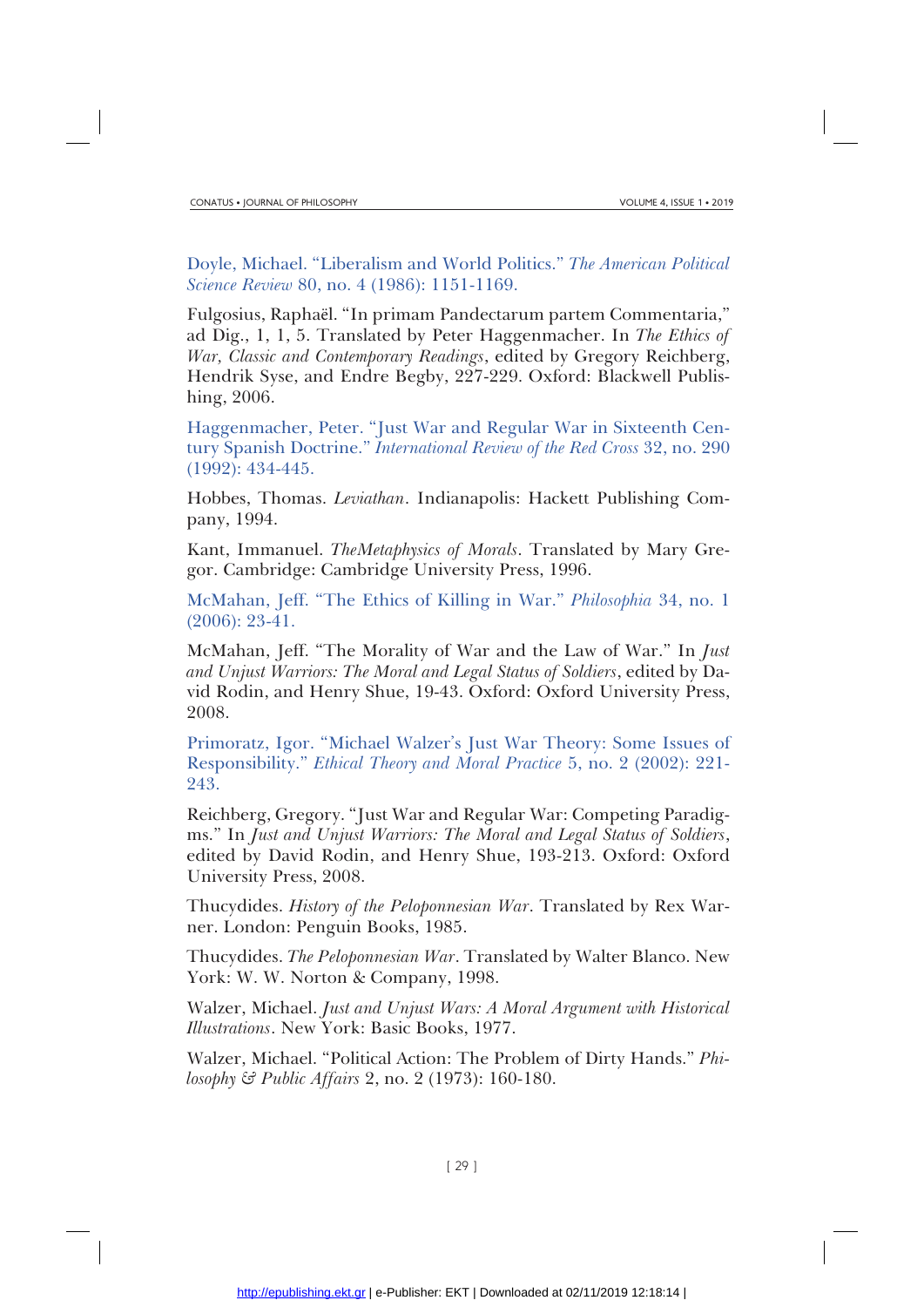Doyle, Michael. "Liberalism and World Politics." *The American Political Science Review* 80, no. 4 (1986): 1151-1169.

Fulgosius, Raphaël. "In primam Pandectarum partem Commentaria," ad Dig., 1, 1, 5. Translated by Peter Haggenmacher. In *The Ethics of War, Classic and Contemporary Readings*, edited by Gregory Reichberg, Hendrik Syse, and Endre Begby, 227-229. Oxford: Blackwell Publishing, 2006.

Haggenmacher, Peter. "Just War and Regular War in Sixteenth Century Spanish Doctrine." *International Review of the Red Cross* 32, no. 290 (1992): 434-445.

Hobbes, Thomas. *Leviathan*. Indianapolis: Hackett Publishing Company, 1994.

Kant, Immanuel. *TheMetaphysics of Morals*. Translated by Mary Gregor. Cambridge: Cambridge University Press, 1996.

McMahan, Jeff. "The Ethics of Killing in War." *Philosophia* 34, no. 1 (2006): 23-41.

McMahan, Jeff. "The Morality of War and the Law of War." In *Just and Unjust Warriors: The Moral and Legal Status of Soldiers*, edited by David Rodin, and Henry Shue, 19-43. Oxford: Oxford University Press, 2008.

Primoratz, Igor. "Michael Walzer's Just War Theory: Some Issues of Responsibility." *Ethical Theory and Moral Practice* 5, no. 2 (2002): 221-243.

Reichberg, Gregory. "Just War and Regular War: Competing Paradigms." In *Just and Unjust Warriors: The Moral and Legal Status of Soldiers*, edited by David Rodin, and Henry Shue, 193-213. Oxford: Oxford University Press, 2008.

Thucydides. *History of the Peloponnesian War*. Translated by Rex Warner. London: Penguin Books, 1985.

Thucydides. *The Peloponnesian War*. Translated by Walter Blanco. New York: W. W. Norton & Company, 1998.

Walzer, Michael. *Just and Unjust Wars: A Moral Argument with Historical Illustrations*. New York: Basic Books, 1977.

Walzer, Michael. "Political Action: The Problem of Dirty Hands." *Philosophy & Public Affairs* 2, no. 2 (1973): 160-180.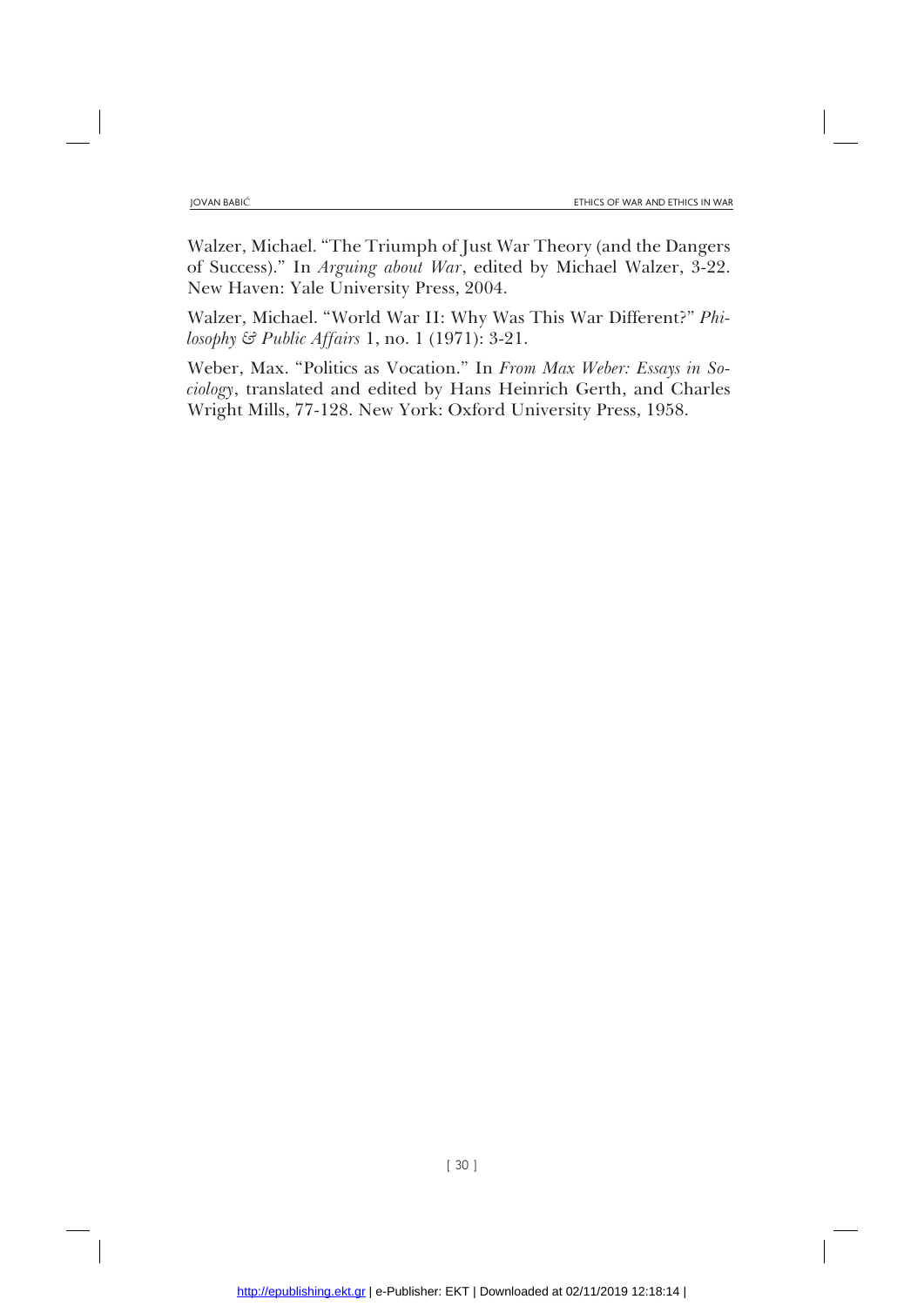Walzer, Michael. "The Triumph of Just War Theory (and the Dangers of Success)." In *Arguing about War*, edited by Michael Walzer, 3-22. New Haven: Yale University Press, 2004.

Walzer, Michael. "World War II: Why Was This War Different?" *Philosophy & Public Affairs* 1, no. 1 (1971): 3-21.

Weber, Max. "Politics as Vocation." In *From Max Weber: Essays in Sociology*, translated and edited by Hans Heinrich Gerth, and Charles Wright Mills, 77-128. New York: Oxford University Press, 1958.